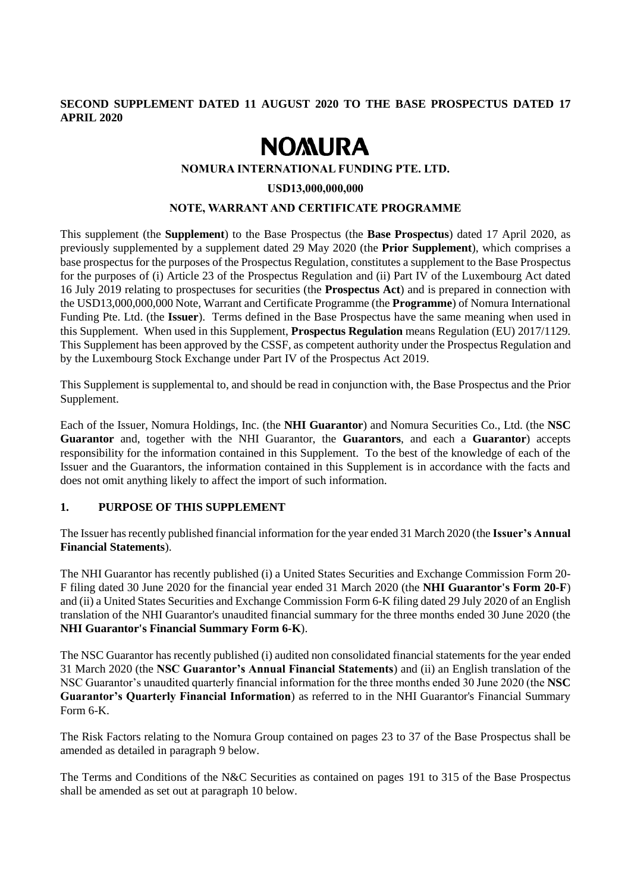**SECOND SUPPLEMENT DATED 11 AUGUST 2020 TO THE BASE PROSPECTUS DATED 17 APRIL 2020**

# NOMURA

**NOMURA INTERNATIONAL FUNDING PTE. LTD.**

**USD13,000,000,000**

**NOTE, WARRANT AND CERTIFICATE PROGRAMME**

This supplement (the **Supplement**) to the Base Prospectus (the **Base Prospectus**) dated 17 April 2020, as previously supplemented by a supplement dated 29 May 2020 (the **Prior Supplement**), which comprises a base prospectus for the purposes of the Prospectus Regulation, constitutes a supplement to the Base Prospectus for the purposes of (i) Article 23 of the Prospectus Regulation and (ii) Part IV of the Luxembourg Act dated 16 July 2019 relating to prospectuses for securities (the **Prospectus Act**) and is prepared in connection with the USD13,000,000,000 Note, Warrant and Certificate Programme (the **Programme**) of Nomura International Funding Pte. Ltd. (the **Issuer**). Terms defined in the Base Prospectus have the same meaning when used in this Supplement. When used in this Supplement, **Prospectus Regulation** means Regulation (EU) 2017/1129. This Supplement has been approved by the CSSF, as competent authority under the Prospectus Regulation and by the Luxembourg Stock Exchange under Part IV of the Prospectus Act 2019.

This Supplement is supplemental to, and should be read in conjunction with, the Base Prospectus and the Prior Supplement.

Each of the Issuer, Nomura Holdings, Inc. (the **NHI Guarantor**) and Nomura Securities Co., Ltd. (the **NSC Guarantor** and, together with the NHI Guarantor, the **Guarantors**, and each a **Guarantor**) accepts responsibility for the information contained in this Supplement. To the best of the knowledge of each of the Issuer and the Guarantors, the information contained in this Supplement is in accordance with the facts and does not omit anything likely to affect the import of such information.

## 1. PURPOSE OF THIS SUPPLEMENT

The Issuer has recently published financial information for the year ended 31 March 2020 (the **Issuer's Annual Financial Statements**).

The NHI Guarantor has recently published (i) a United States Securities and Exchange Commission Form 20-F filing dated 30 June 2020 for the financial year ended 31 March 2020 (the **NHI Guarantor's Form 20-F**) and (ii) a United States Securities and Exchange Commission Form 6-K filing dated 29 July 2020 of an English translation of the NHI Guarantor's unaudited financial summary for the three months ended 30 June 2020 (the **NHI Guarantor's Financial Summary Form 6-K**).

The NSC Guarantor has recently published (i) audited non consolidated financial statements for the year ended 31 March 2020 (the **NSC Guarantor's Annual Financial Statements**) and (ii) an English translation of the NSC Guarantor's unaudited quarterly financial information for the three months ended 30 June 2020 (the **NSC Guarantor's Quarterly Financial Information**) as referred to in the NHI Guarantor's Financial Summary Form 6-K.

The Risk Factors relating to the Nomura Group contained on pages 23 to 37 of the Base Prospectus shall be amended as detailed in paragraph 9 below.

The Terms and Conditions of the N&C Securities as contained on pages 191 to 315 of the Base Prospectus shall be amended as set out at paragraph 10 below.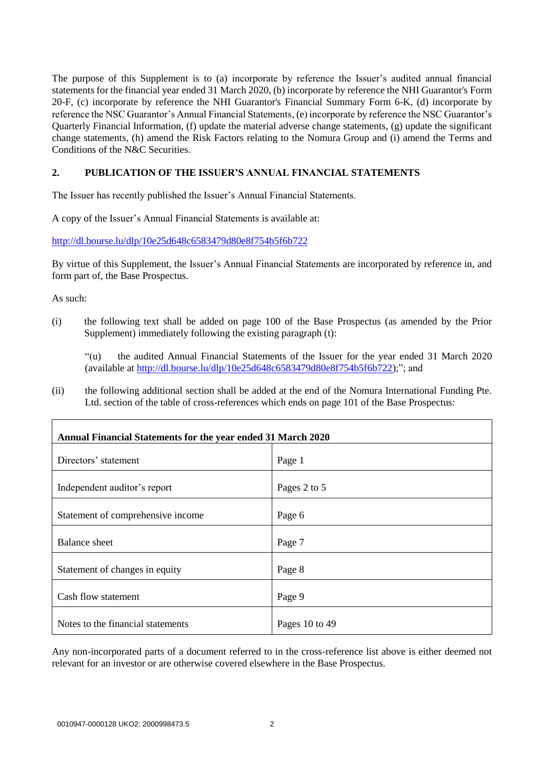The purpose of this Supplement is to (a) incorporate by reference the Issuer's audited annual financial statements for the financial year ended 31 March 2020, (b) incorporate by reference the NHI Guarantor's Form 20-F, (c) incorporate by reference the NHI Guarantor's Financial Summary Form 6-K, (d) incorporate by reference the NSC Guarantor's Annual Financial Statements, (e) incorporate by reference the NSC Guarantor's Quarterly Financial Information, (f) update the material adverse change statements, (g) update the significant change statements, (h) amend the Risk Factors relating to the Nomura Group and (i) amend the Terms and Conditions of the N&C Securities.

## 2. PUBLICATION OF THE ISSUER'S ANNUAL FINANCIAL STATEMENTS

The Issuer has recently published the Issuer's Annual Financial Statements.

A copy of the Issuer's Annual Financial Statements is available at:

http://dl.bourse.lu/dlp/10e25d648c6583479d80e8f754b5f6b722

By virtue of this Supplement, the Issuer's Annual Financial Statements are incorporated by reference in, and form part of, the Base Prospectus.

As such:

(i) the following text shall be added on page 100 of the Base Prospectus (as amended by the Prior Supplement) immediately following the existing paragraph (t):

> "(u) the audited Annual Financial Statements of the Issuer for the year ended 31 March 2020 (available at http://dl.bourse.lu/dlp/10e25d648c6583479d80e8f754b5f6b722);"; and

(ii) the following additional section shall be added at the end of the Nomura International Funding Pte. Ltd. section of the table of cross-references which ends on page 101 of the Base Prospectus:

| **Annual Financial Statements for the year ended 31 March 2020** | |
|---|---|
| Directors' statement | Page 1 |
| Independent auditor's report | Pages 2 to 5 |
| Statement of comprehensive income | Page 6 |
| Balance sheet | Page 7 |
| Statement of changes in equity | Page 8 |
| Cash flow statement | Page 9 |
| Notes to the financial statements | Pages 10 to 49 |

Any non-incorporated parts of a document referred to in the cross-reference list above is either deemed not relevant for an investor or are otherwise covered elsewhere in the Base Prospectus.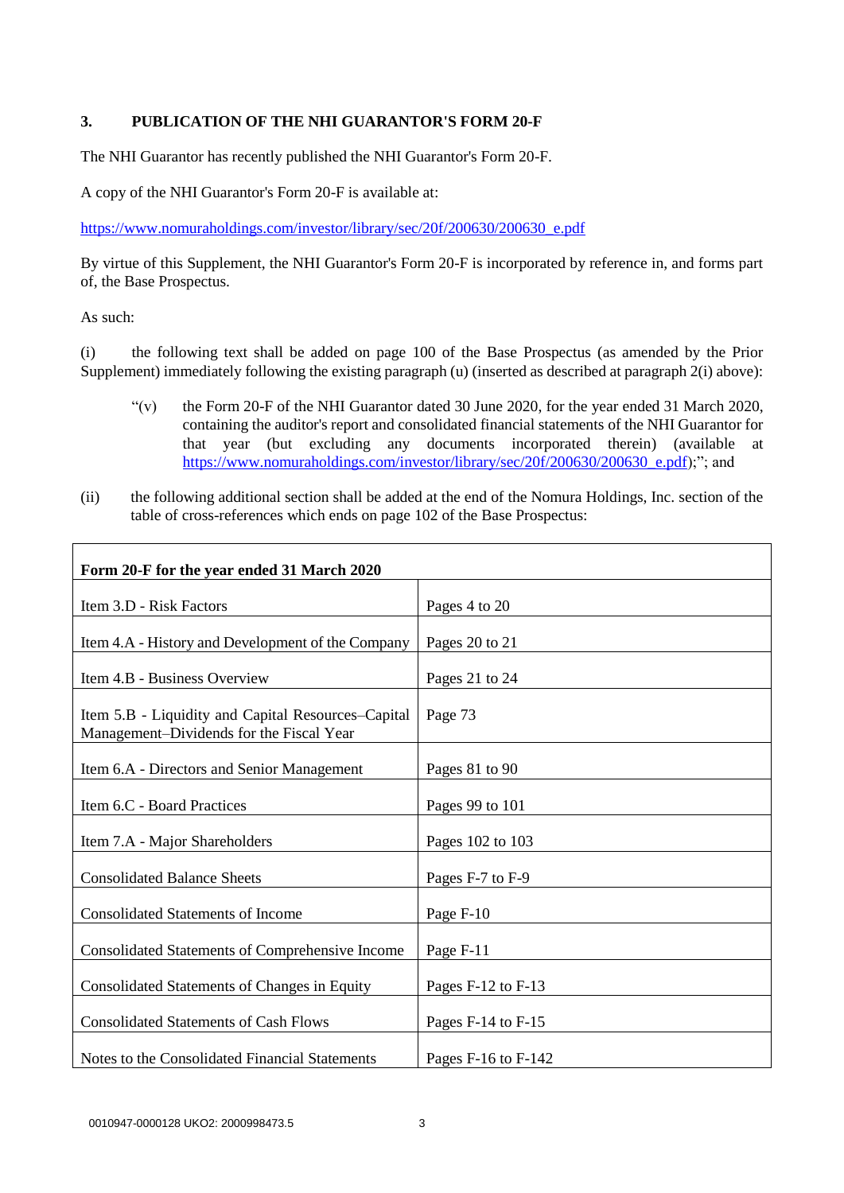## 3. PUBLICATION OF THE NHI GUARANTOR'S FORM 20-F

The NHI Guarantor has recently published the NHI Guarantor's Form 20-F.

A copy of the NHI Guarantor's Form 20-F is available at:

https://www.nomuraholdings.com/investor/library/sec/20f/200630/200630_e.pdf

By virtue of this Supplement, the NHI Guarantor's Form 20-F is incorporated by reference in, and forms part of, the Base Prospectus.

As such:

(i) the following text shall be added on page 100 of the Base Prospectus (as amended by the Prior Supplement) immediately following the existing paragraph (u) (inserted as described at paragraph 2(i) above):

> "(v) the Form 20-F of the NHI Guarantor dated 30 June 2020, for the year ended 31 March 2020, containing the auditor's report and consolidated financial statements of the NHI Guarantor for that year (but excluding any documents incorporated therein) (available at https://www.nomuraholdings.com/investor/library/sec/20f/200630/200630_e.pdf);"; and

(ii) the following additional section shall be added at the end of the Nomura Holdings, Inc. section of the table of cross-references which ends on page 102 of the Base Prospectus:

| **Form 20-F for the year ended 31 March 2020** | |
|---|---|
| Item 3.D - Risk Factors | Pages 4 to 20 |
| Item 4.A - History and Development of the Company | Pages 20 to 21 |
| Item 4.B - Business Overview | Pages 21 to 24 |
| Item 5.B - Liquidity and Capital Resources–Capital Management–Dividends for the Fiscal Year | Page 73 |
| Item 6.A - Directors and Senior Management | Pages 81 to 90 |
| Item 6.C - Board Practices | Pages 99 to 101 |
| Item 7.A - Major Shareholders | Pages 102 to 103 |
| Consolidated Balance Sheets | Pages F-7 to F-9 |
| Consolidated Statements of Income | Page F-10 |
| Consolidated Statements of Comprehensive Income | Page F-11 |
| Consolidated Statements of Changes in Equity | Pages F-12 to F-13 |
| Consolidated Statements of Cash Flows | Pages F-14 to F-15 |
| Notes to the Consolidated Financial Statements | Pages F-16 to F-142 |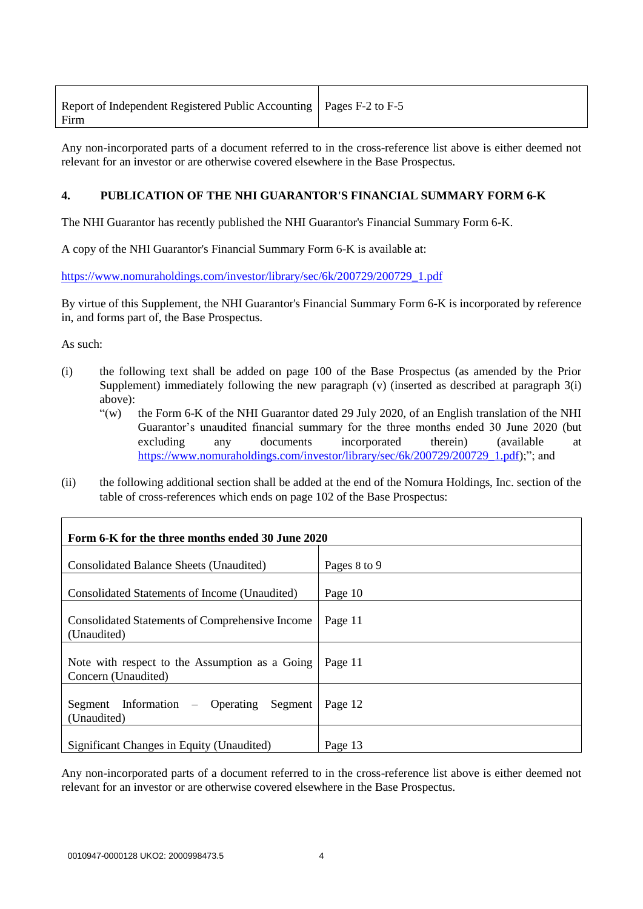| Report of Independent Registered Public Accounting Firm | Pages F-2 to F-5 |
|---|---|

Any non-incorporated parts of a document referred to in the cross-reference list above is either deemed not relevant for an investor or are otherwise covered elsewhere in the Base Prospectus.

## 4. PUBLICATION OF THE NHI GUARANTOR'S FINANCIAL SUMMARY FORM 6-K

The NHI Guarantor has recently published the NHI Guarantor's Financial Summary Form 6-K.

A copy of the NHI Guarantor's Financial Summary Form 6-K is available at:

https://www.nomuraholdings.com/investor/library/sec/6k/200729/200729_1.pdf

By virtue of this Supplement, the NHI Guarantor's Financial Summary Form 6-K is incorporated by reference in, and forms part of, the Base Prospectus.

As such:

(i) the following text shall be added on page 100 of the Base Prospectus (as amended by the Prior Supplement) immediately following the new paragraph (v) (inserted as described at paragraph 3(i) above):

"(w) the Form 6-K of the NHI Guarantor dated 29 July 2020, of an English translation of the NHI Guarantor's unaudited financial summary for the three months ended 30 June 2020 (but excluding any documents incorporated therein) (available at https://www.nomuraholdings.com/investor/library/sec/6k/200729/200729_1.pdf);"; and

(ii) the following additional section shall be added at the end of the Nomura Holdings, Inc. section of the table of cross-references which ends on page 102 of the Base Prospectus:

| **Form 6-K for the three months ended 30 June 2020** | |
|---|---|
| Consolidated Balance Sheets (Unaudited) | Pages 8 to 9 |
| Consolidated Statements of Income (Unaudited) | Page 10 |
| Consolidated Statements of Comprehensive Income (Unaudited) | Page 11 |
| Note with respect to the Assumption as a Going Concern (Unaudited) | Page 11 |
| Segment Information – Operating Segment (Unaudited) | Page 12 |
| Significant Changes in Equity (Unaudited) | Page 13 |

Any non-incorporated parts of a document referred to in the cross-reference list above is either deemed not relevant for an investor or are otherwise covered elsewhere in the Base Prospectus.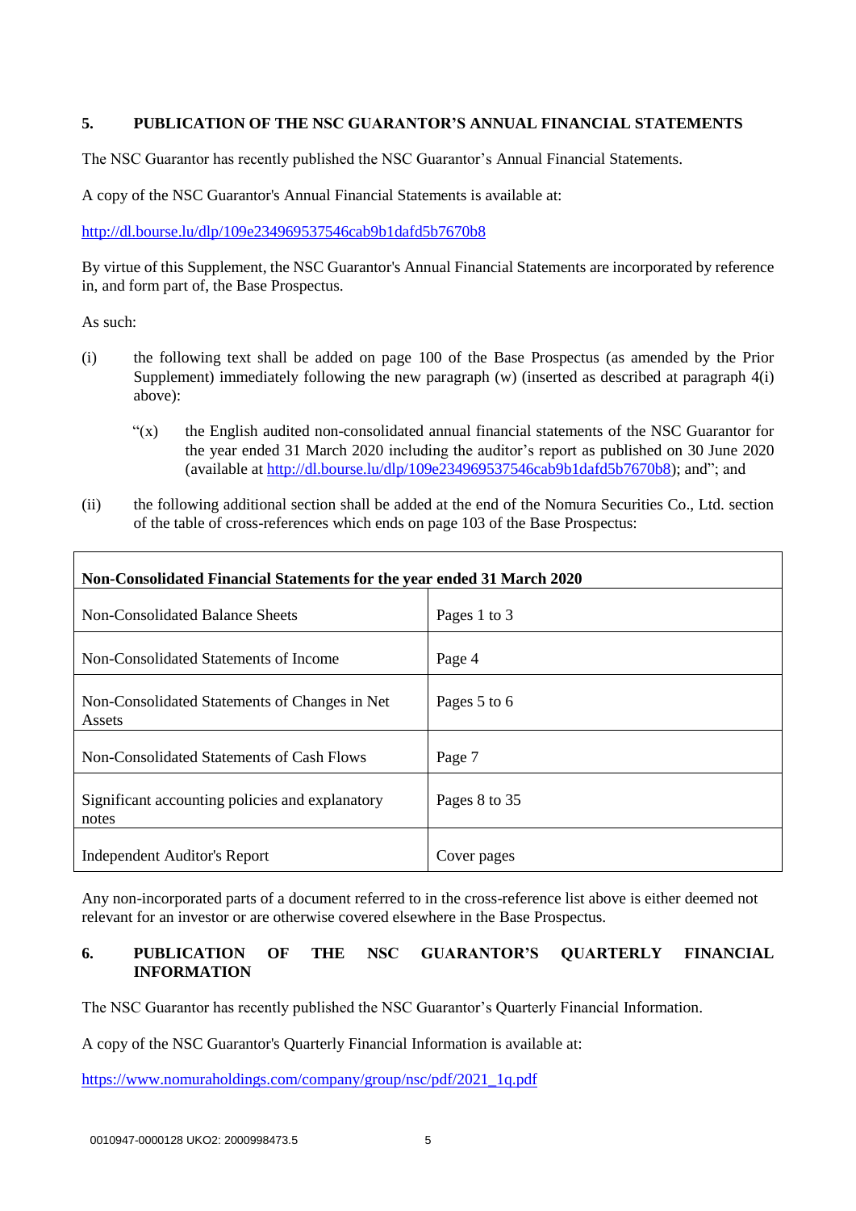## 5. PUBLICATION OF THE NSC GUARANTOR'S ANNUAL FINANCIAL STATEMENTS

The NSC Guarantor has recently published the NSC Guarantor's Annual Financial Statements.

A copy of the NSC Guarantor's Annual Financial Statements is available at:

http://dl.bourse.lu/dlp/109e234969537546cab9b1dafd5b7670b8

By virtue of this Supplement, the NSC Guarantor's Annual Financial Statements are incorporated by reference in, and form part of, the Base Prospectus.

As such:

(i) the following text shall be added on page 100 of the Base Prospectus (as amended by the Prior Supplement) immediately following the new paragraph (w) (inserted as described at paragraph 4(i) above):

> "(x) the English audited non-consolidated annual financial statements of the NSC Guarantor for the year ended 31 March 2020 including the auditor's report as published on 30 June 2020 (available at http://dl.bourse.lu/dlp/109e234969537546cab9b1dafd5b7670b8); and"; and

(ii) the following additional section shall be added at the end of the Nomura Securities Co., Ltd. section of the table of cross-references which ends on page 103 of the Base Prospectus:

| **Non-Consolidated Financial Statements for the year ended 31 March 2020** | |
|---|---|
| Non-Consolidated Balance Sheets | Pages 1 to 3 |
| Non-Consolidated Statements of Income | Page 4 |
| Non-Consolidated Statements of Changes in Net Assets | Pages 5 to 6 |
| Non-Consolidated Statements of Cash Flows | Page 7 |
| Significant accounting policies and explanatory notes | Pages 8 to 35 |
| Independent Auditor's Report | Cover pages |

Any non-incorporated parts of a document referred to in the cross-reference list above is either deemed not relevant for an investor or are otherwise covered elsewhere in the Base Prospectus.

## 6. PUBLICATION OF THE NSC GUARANTOR'S QUARTERLY FINANCIAL INFORMATION

The NSC Guarantor has recently published the NSC Guarantor's Quarterly Financial Information.

A copy of the NSC Guarantor's Quarterly Financial Information is available at:

https://www.nomuraholdings.com/company/group/nsc/pdf/2021_1q.pdf

0010947-0000128 UKO2: 2000998473.5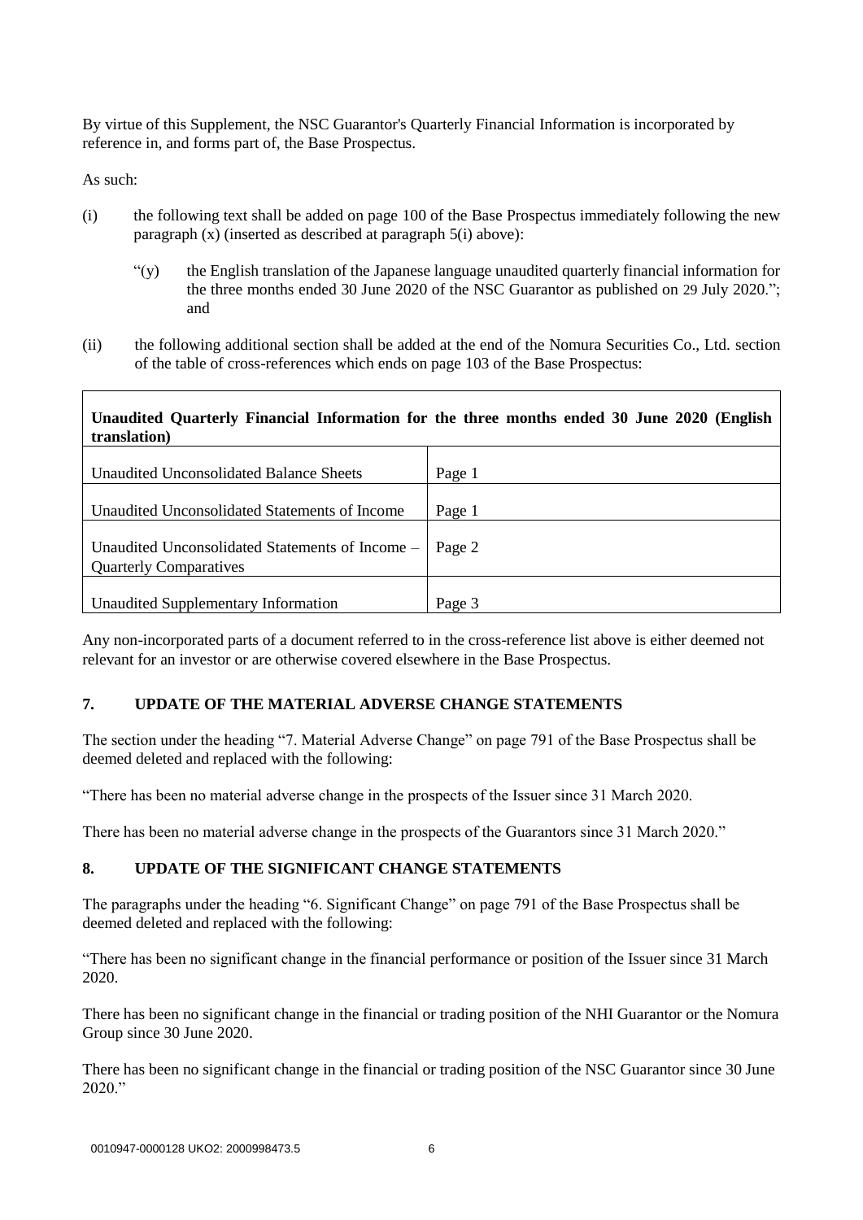By virtue of this Supplement, the NSC Guarantor's Quarterly Financial Information is incorporated by reference in, and forms part of, the Base Prospectus.

As such:

(i) the following text shall be added on page 100 of the Base Prospectus immediately following the new paragraph (x) (inserted as described at paragraph 5(i) above):

> "(y) the English translation of the Japanese language unaudited quarterly financial information for the three months ended 30 June 2020 of the NSC Guarantor as published on 29 July 2020."; and

(ii) the following additional section shall be added at the end of the Nomura Securities Co., Ltd. section of the table of cross-references which ends on page 103 of the Base Prospectus:

| **Unaudited Quarterly Financial Information for the three months ended 30 June 2020 (English translation)** | |
|---|---|
| Unaudited Unconsolidated Balance Sheets | Page 1 |
| Unaudited Unconsolidated Statements of Income | Page 1 |
| Unaudited Unconsolidated Statements of Income – Quarterly Comparatives | Page 2 |
| Unaudited Supplementary Information | Page 3 |

Any non-incorporated parts of a document referred to in the cross-reference list above is either deemed not relevant for an investor or are otherwise covered elsewhere in the Base Prospectus.

## 7. UPDATE OF THE MATERIAL ADVERSE CHANGE STATEMENTS

The section under the heading "7. Material Adverse Change" on page 791 of the Base Prospectus shall be deemed deleted and replaced with the following:

"There has been no material adverse change in the prospects of the Issuer since 31 March 2020.

There has been no material adverse change in the prospects of the Guarantors since 31 March 2020."

## 8. UPDATE OF THE SIGNIFICANT CHANGE STATEMENTS

The paragraphs under the heading "6. Significant Change" on page 791 of the Base Prospectus shall be deemed deleted and replaced with the following:

"There has been no significant change in the financial performance or position of the Issuer since 31 March 2020.

There has been no significant change in the financial or trading position of the NHI Guarantor or the Nomura Group since 30 June 2020.

There has been no significant change in the financial or trading position of the NSC Guarantor since 30 June 2020."

0010947-0000128 UKO2: 2000998473.5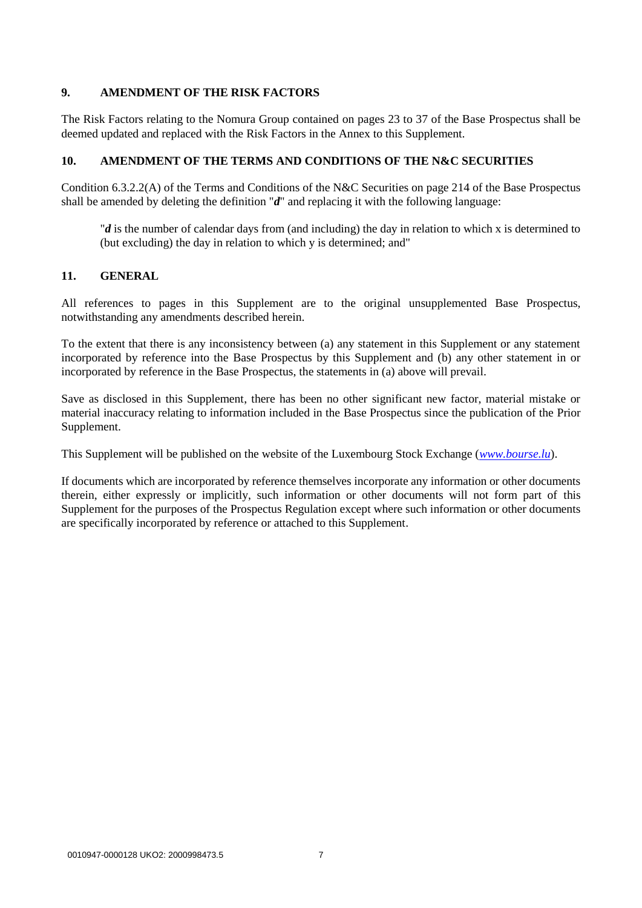## 9. AMENDMENT OF THE RISK FACTORS

The Risk Factors relating to the Nomura Group contained on pages 23 to 37 of the Base Prospectus shall be deemed updated and replaced with the Risk Factors in the Annex to this Supplement.

## 10. AMENDMENT OF THE TERMS AND CONDITIONS OF THE N&C SECURITIES

Condition 6.3.2.2(A) of the Terms and Conditions of the N&C Securities on page 214 of the Base Prospectus shall be amended by deleting the definition "***d***" and replacing it with the following language:

> "***d*** is the number of calendar days from (and including) the day in relation to which x is determined to (but excluding) the day in relation to which y is determined; and"

## 11. GENERAL

All references to pages in this Supplement are to the original unsupplemented Base Prospectus, notwithstanding any amendments described herein.

To the extent that there is any inconsistency between (a) any statement in this Supplement or any statement incorporated by reference into the Base Prospectus by this Supplement and (b) any other statement in or incorporated by reference in the Base Prospectus, the statements in (a) above will prevail.

Save as disclosed in this Supplement, there has been no other significant new factor, material mistake or material inaccuracy relating to information included in the Base Prospectus since the publication of the Prior Supplement.

This Supplement will be published on the website of the Luxembourg Stock Exchange (*www.bourse.lu*).

If documents which are incorporated by reference themselves incorporate any information or other documents therein, either expressly or implicitly, such information or other documents will not form part of this Supplement for the purposes of the Prospectus Regulation except where such information or other documents are specifically incorporated by reference or attached to this Supplement.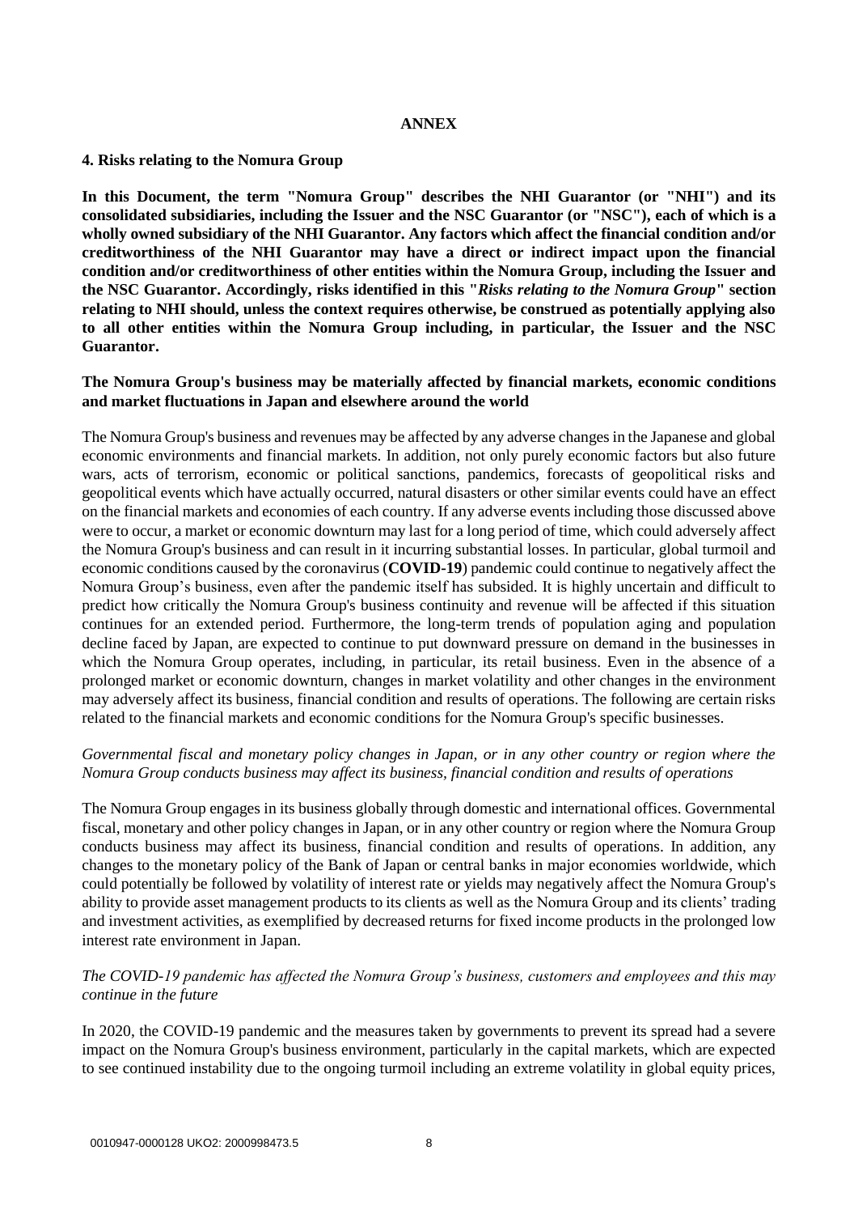## ANNEX

### 4. Risks relating to the Nomura Group

**In this Document, the term "Nomura Group" describes the NHI Guarantor (or "NHI") and its consolidated subsidiaries, including the Issuer and the NSC Guarantor (or "NSC"), each of which is a wholly owned subsidiary of the NHI Guarantor. Any factors which affect the financial condition and/or creditworthiness of the NHI Guarantor may have a direct or indirect impact upon the financial condition and/or creditworthiness of other entities within the Nomura Group, including the Issuer and the NSC Guarantor. Accordingly, risks identified in this "*Risks relating to the Nomura Group*" section relating to NHI should, unless the context requires otherwise, be construed as potentially applying also to all other entities within the Nomura Group including, in particular, the Issuer and the NSC Guarantor.**

**The Nomura Group's business may be materially affected by financial markets, economic conditions and market fluctuations in Japan and elsewhere around the world**

The Nomura Group's business and revenues may be affected by any adverse changes in the Japanese and global economic environments and financial markets. In addition, not only purely economic factors but also future wars, acts of terrorism, economic or political sanctions, pandemics, forecasts of geopolitical risks and geopolitical events which have actually occurred, natural disasters or other similar events could have an effect on the financial markets and economies of each country. If any adverse events including those discussed above were to occur, a market or economic downturn may last for a long period of time, which could adversely affect the Nomura Group's business and can result in it incurring substantial losses. In particular, global turmoil and economic conditions caused by the coronavirus (**COVID-19**) pandemic could continue to negatively affect the Nomura Group's business, even after the pandemic itself has subsided. It is highly uncertain and difficult to predict how critically the Nomura Group's business continuity and revenue will be affected if this situation continues for an extended period. Furthermore, the long-term trends of population aging and population decline faced by Japan, are expected to continue to put downward pressure on demand in the businesses in which the Nomura Group operates, including, in particular, its retail business. Even in the absence of a prolonged market or economic downturn, changes in market volatility and other changes in the environment may adversely affect its business, financial condition and results of operations. The following are certain risks related to the financial markets and economic conditions for the Nomura Group's specific businesses.

*Governmental fiscal and monetary policy changes in Japan, or in any other country or region where the Nomura Group conducts business may affect its business, financial condition and results of operations*

The Nomura Group engages in its business globally through domestic and international offices. Governmental fiscal, monetary and other policy changes in Japan, or in any other country or region where the Nomura Group conducts business may affect its business, financial condition and results of operations. In addition, any changes to the monetary policy of the Bank of Japan or central banks in major economies worldwide, which could potentially be followed by volatility of interest rate or yields may negatively affect the Nomura Group's ability to provide asset management products to its clients as well as the Nomura Group and its clients' trading and investment activities, as exemplified by decreased returns for fixed income products in the prolonged low interest rate environment in Japan.

*The COVID-19 pandemic has affected the Nomura Group's business, customers and employees and this may continue in the future*

In 2020, the COVID-19 pandemic and the measures taken by governments to prevent its spread had a severe impact on the Nomura Group's business environment, particularly in the capital markets, which are expected to see continued instability due to the ongoing turmoil including an extreme volatility in global equity prices,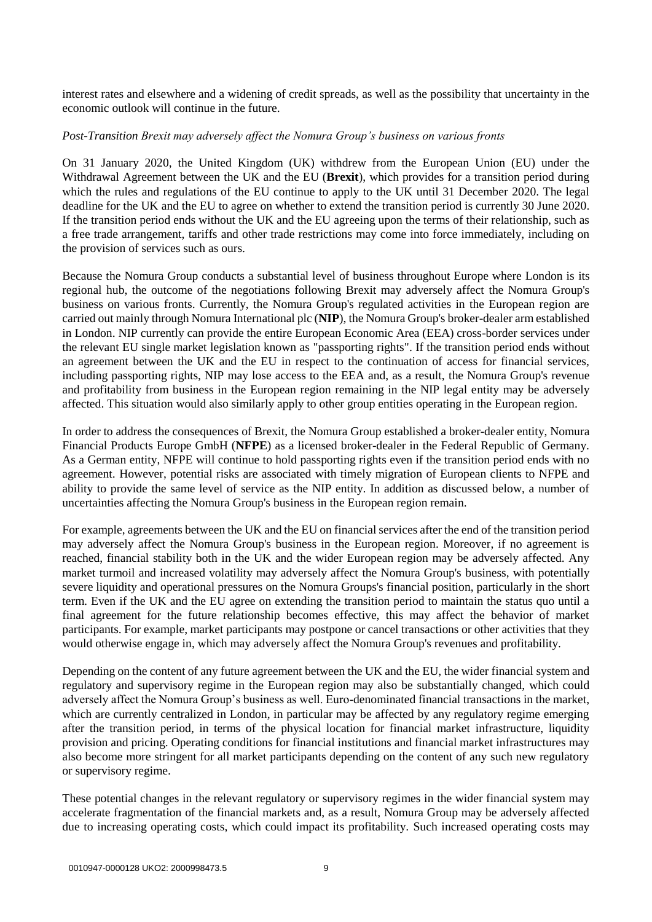interest rates and elsewhere and a widening of credit spreads, as well as the possibility that uncertainty in the economic outlook will continue in the future.

*Post-Transition Brexit may adversely affect the Nomura Group's business on various fronts*

On 31 January 2020, the United Kingdom (UK) withdrew from the European Union (EU) under the Withdrawal Agreement between the UK and the EU (**Brexit**), which provides for a transition period during which the rules and regulations of the EU continue to apply to the UK until 31 December 2020. The legal deadline for the UK and the EU to agree on whether to extend the transition period is currently 30 June 2020. If the transition period ends without the UK and the EU agreeing upon the terms of their relationship, such as a free trade arrangement, tariffs and other trade restrictions may come into force immediately, including on the provision of services such as ours.

Because the Nomura Group conducts a substantial level of business throughout Europe where London is its regional hub, the outcome of the negotiations following Brexit may adversely affect the Nomura Group's business on various fronts. Currently, the Nomura Group's regulated activities in the European region are carried out mainly through Nomura International plc (**NIP**), the Nomura Group's broker-dealer arm established in London. NIP currently can provide the entire European Economic Area (EEA) cross-border services under the relevant EU single market legislation known as "passporting rights". If the transition period ends without an agreement between the UK and the EU in respect to the continuation of access for financial services, including passporting rights, NIP may lose access to the EEA and, as a result, the Nomura Group's revenue and profitability from business in the European region remaining in the NIP legal entity may be adversely affected. This situation would also similarly apply to other group entities operating in the European region.

In order to address the consequences of Brexit, the Nomura Group established a broker-dealer entity, Nomura Financial Products Europe GmbH (**NFPE**) as a licensed broker-dealer in the Federal Republic of Germany. As a German entity, NFPE will continue to hold passporting rights even if the transition period ends with no agreement. However, potential risks are associated with timely migration of European clients to NFPE and ability to provide the same level of service as the NIP entity. In addition as discussed below, a number of uncertainties affecting the Nomura Group's business in the European region remain.

For example, agreements between the UK and the EU on financial services after the end of the transition period may adversely affect the Nomura Group's business in the European region. Moreover, if no agreement is reached, financial stability both in the UK and the wider European region may be adversely affected. Any market turmoil and increased volatility may adversely affect the Nomura Group's business, with potentially severe liquidity and operational pressures on the Nomura Groups's financial position, particularly in the short term. Even if the UK and the EU agree on extending the transition period to maintain the status quo until a final agreement for the future relationship becomes effective, this may affect the behavior of market participants. For example, market participants may postpone or cancel transactions or other activities that they would otherwise engage in, which may adversely affect the Nomura Group's revenues and profitability.

Depending on the content of any future agreement between the UK and the EU, the wider financial system and regulatory and supervisory regime in the European region may also be substantially changed, which could adversely affect the Nomura Group's business as well. Euro-denominated financial transactions in the market, which are currently centralized in London, in particular may be affected by any regulatory regime emerging after the transition period, in terms of the physical location for financial market infrastructure, liquidity provision and pricing. Operating conditions for financial institutions and financial market infrastructures may also become more stringent for all market participants depending on the content of any such new regulatory or supervisory regime.

These potential changes in the relevant regulatory or supervisory regimes in the wider financial system may accelerate fragmentation of the financial markets and, as a result, Nomura Group may be adversely affected due to increasing operating costs, which could impact its profitability. Such increased operating costs may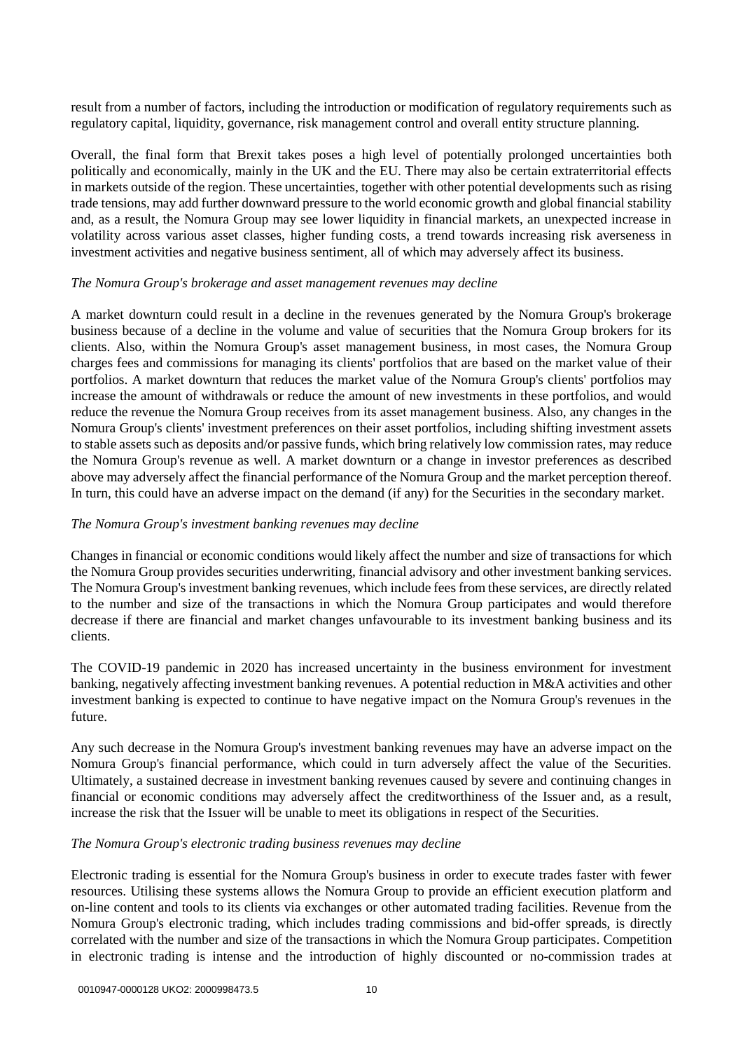result from a number of factors, including the introduction or modification of regulatory requirements such as regulatory capital, liquidity, governance, risk management control and overall entity structure planning.

Overall, the final form that Brexit takes poses a high level of potentially prolonged uncertainties both politically and economically, mainly in the UK and the EU. There may also be certain extraterritorial effects in markets outside of the region. These uncertainties, together with other potential developments such as rising trade tensions, may add further downward pressure to the world economic growth and global financial stability and, as a result, the Nomura Group may see lower liquidity in financial markets, an unexpected increase in volatility across various asset classes, higher funding costs, a trend towards increasing risk averseness in investment activities and negative business sentiment, all of which may adversely affect its business.

*The Nomura Group's brokerage and asset management revenues may decline*

A market downturn could result in a decline in the revenues generated by the Nomura Group's brokerage business because of a decline in the volume and value of securities that the Nomura Group brokers for its clients. Also, within the Nomura Group's asset management business, in most cases, the Nomura Group charges fees and commissions for managing its clients' portfolios that are based on the market value of their portfolios. A market downturn that reduces the market value of the Nomura Group's clients' portfolios may increase the amount of withdrawals or reduce the amount of new investments in these portfolios, and would reduce the revenue the Nomura Group receives from its asset management business. Also, any changes in the Nomura Group's clients' investment preferences on their asset portfolios, including shifting investment assets to stable assets such as deposits and/or passive funds, which bring relatively low commission rates, may reduce the Nomura Group's revenue as well. A market downturn or a change in investor preferences as described above may adversely affect the financial performance of the Nomura Group and the market perception thereof. In turn, this could have an adverse impact on the demand (if any) for the Securities in the secondary market.

*The Nomura Group's investment banking revenues may decline*

Changes in financial or economic conditions would likely affect the number and size of transactions for which the Nomura Group provides securities underwriting, financial advisory and other investment banking services. The Nomura Group's investment banking revenues, which include fees from these services, are directly related to the number and size of the transactions in which the Nomura Group participates and would therefore decrease if there are financial and market changes unfavourable to its investment banking business and its clients.

The COVID-19 pandemic in 2020 has increased uncertainty in the business environment for investment banking, negatively affecting investment banking revenues. A potential reduction in M&A activities and other investment banking is expected to continue to have negative impact on the Nomura Group's revenues in the future.

Any such decrease in the Nomura Group's investment banking revenues may have an adverse impact on the Nomura Group's financial performance, which could in turn adversely affect the value of the Securities. Ultimately, a sustained decrease in investment banking revenues caused by severe and continuing changes in financial or economic conditions may adversely affect the creditworthiness of the Issuer and, as a result, increase the risk that the Issuer will be unable to meet its obligations in respect of the Securities.

*The Nomura Group's electronic trading business revenues may decline*

Electronic trading is essential for the Nomura Group's business in order to execute trades faster with fewer resources. Utilising these systems allows the Nomura Group to provide an efficient execution platform and on-line content and tools to its clients via exchanges or other automated trading facilities. Revenue from the Nomura Group's electronic trading, which includes trading commissions and bid-offer spreads, is directly correlated with the number and size of the transactions in which the Nomura Group participates. Competition in electronic trading is intense and the introduction of highly discounted or no-commission trades at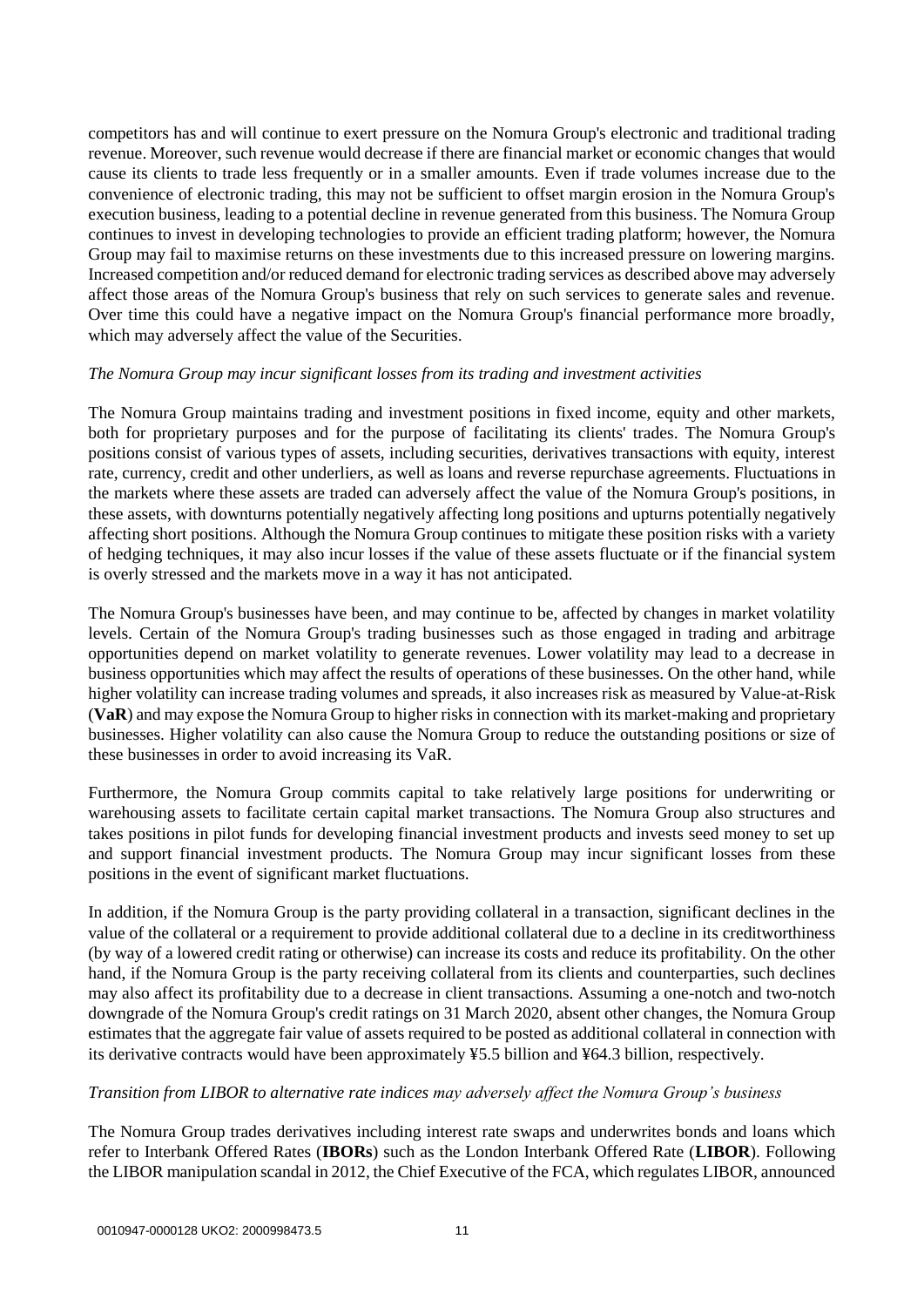competitors has and will continue to exert pressure on the Nomura Group's electronic and traditional trading revenue. Moreover, such revenue would decrease if there are financial market or economic changes that would cause its clients to trade less frequently or in a smaller amounts. Even if trade volumes increase due to the convenience of electronic trading, this may not be sufficient to offset margin erosion in the Nomura Group's execution business, leading to a potential decline in revenue generated from this business. The Nomura Group continues to invest in developing technologies to provide an efficient trading platform; however, the Nomura Group may fail to maximise returns on these investments due to this increased pressure on lowering margins. Increased competition and/or reduced demand for electronic trading services as described above may adversely affect those areas of the Nomura Group's business that rely on such services to generate sales and revenue. Over time this could have a negative impact on the Nomura Group's financial performance more broadly, which may adversely affect the value of the Securities.

*The Nomura Group may incur significant losses from its trading and investment activities*

The Nomura Group maintains trading and investment positions in fixed income, equity and other markets, both for proprietary purposes and for the purpose of facilitating its clients' trades. The Nomura Group's positions consist of various types of assets, including securities, derivatives transactions with equity, interest rate, currency, credit and other underliers, as well as loans and reverse repurchase agreements. Fluctuations in the markets where these assets are traded can adversely affect the value of the Nomura Group's positions, in these assets, with downturns potentially negatively affecting long positions and upturns potentially negatively affecting short positions. Although the Nomura Group continues to mitigate these position risks with a variety of hedging techniques, it may also incur losses if the value of these assets fluctuate or if the financial system is overly stressed and the markets move in a way it has not anticipated.

The Nomura Group's businesses have been, and may continue to be, affected by changes in market volatility levels. Certain of the Nomura Group's trading businesses such as those engaged in trading and arbitrage opportunities depend on market volatility to generate revenues. Lower volatility may lead to a decrease in business opportunities which may affect the results of operations of these businesses. On the other hand, while higher volatility can increase trading volumes and spreads, it also increases risk as measured by Value-at-Risk (**VaR**) and may expose the Nomura Group to higher risks in connection with its market-making and proprietary businesses. Higher volatility can also cause the Nomura Group to reduce the outstanding positions or size of these businesses in order to avoid increasing its VaR.

Furthermore, the Nomura Group commits capital to take relatively large positions for underwriting or warehousing assets to facilitate certain capital market transactions. The Nomura Group also structures and takes positions in pilot funds for developing financial investment products and invests seed money to set up and support financial investment products. The Nomura Group may incur significant losses from these positions in the event of significant market fluctuations.

In addition, if the Nomura Group is the party providing collateral in a transaction, significant declines in the value of the collateral or a requirement to provide additional collateral due to a decline in its creditworthiness (by way of a lowered credit rating or otherwise) can increase its costs and reduce its profitability. On the other hand, if the Nomura Group is the party receiving collateral from its clients and counterparties, such declines may also affect its profitability due to a decrease in client transactions. Assuming a one-notch and two-notch downgrade of the Nomura Group's credit ratings on 31 March 2020, absent other changes, the Nomura Group estimates that the aggregate fair value of assets required to be posted as additional collateral in connection with its derivative contracts would have been approximately ¥5.5 billion and ¥64.3 billion, respectively.

*Transition from LIBOR to alternative rate indices may adversely affect the Nomura Group's business*

The Nomura Group trades derivatives including interest rate swaps and underwrites bonds and loans which refer to Interbank Offered Rates (**IBORs**) such as the London Interbank Offered Rate (**LIBOR**). Following the LIBOR manipulation scandal in 2012, the Chief Executive of the FCA, which regulates LIBOR, announced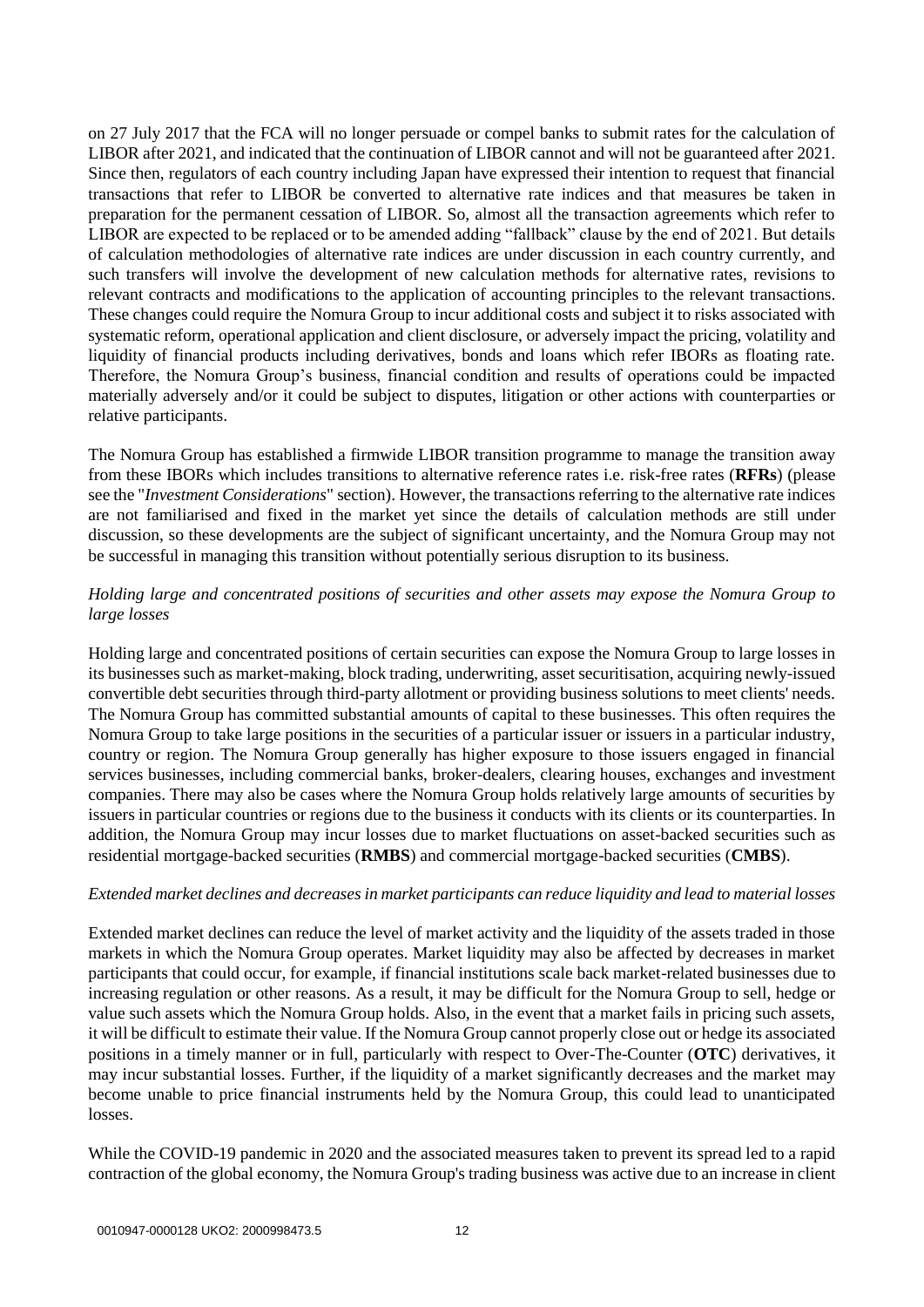on 27 July 2017 that the FCA will no longer persuade or compel banks to submit rates for the calculation of LIBOR after 2021, and indicated that the continuation of LIBOR cannot and will not be guaranteed after 2021. Since then, regulators of each country including Japan have expressed their intention to request that financial transactions that refer to LIBOR be converted to alternative rate indices and that measures be taken in preparation for the permanent cessation of LIBOR. So, almost all the transaction agreements which refer to LIBOR are expected to be replaced or to be amended adding "fallback" clause by the end of 2021. But details of calculation methodologies of alternative rate indices are under discussion in each country currently, and such transfers will involve the development of new calculation methods for alternative rates, revisions to relevant contracts and modifications to the application of accounting principles to the relevant transactions. These changes could require the Nomura Group to incur additional costs and subject it to risks associated with systematic reform, operational application and client disclosure, or adversely impact the pricing, volatility and liquidity of financial products including derivatives, bonds and loans which refer IBORs as floating rate. Therefore, the Nomura Group's business, financial condition and results of operations could be impacted materially adversely and/or it could be subject to disputes, litigation or other actions with counterparties or relative participants.

The Nomura Group has established a firmwide LIBOR transition programme to manage the transition away from these IBORs which includes transitions to alternative reference rates i.e. risk-free rates (**RFRs**) (please see the "*Investment Considerations*" section). However, the transactions referring to the alternative rate indices are not familiarised and fixed in the market yet since the details of calculation methods are still under discussion, so these developments are the subject of significant uncertainty, and the Nomura Group may not be successful in managing this transition without potentially serious disruption to its business.

*Holding large and concentrated positions of securities and other assets may expose the Nomura Group to large losses*

Holding large and concentrated positions of certain securities can expose the Nomura Group to large losses in its businesses such as market-making, block trading, underwriting, asset securitisation, acquiring newly-issued convertible debt securities through third-party allotment or providing business solutions to meet clients' needs. The Nomura Group has committed substantial amounts of capital to these businesses. This often requires the Nomura Group to take large positions in the securities of a particular issuer or issuers in a particular industry, country or region. The Nomura Group generally has higher exposure to those issuers engaged in financial services businesses, including commercial banks, broker-dealers, clearing houses, exchanges and investment companies. There may also be cases where the Nomura Group holds relatively large amounts of securities by issuers in particular countries or regions due to the business it conducts with its clients or its counterparties. In addition, the Nomura Group may incur losses due to market fluctuations on asset-backed securities such as residential mortgage-backed securities (**RMBS**) and commercial mortgage-backed securities (**CMBS**).

*Extended market declines and decreases in market participants can reduce liquidity and lead to material losses*

Extended market declines can reduce the level of market activity and the liquidity of the assets traded in those markets in which the Nomura Group operates. Market liquidity may also be affected by decreases in market participants that could occur, for example, if financial institutions scale back market-related businesses due to increasing regulation or other reasons. As a result, it may be difficult for the Nomura Group to sell, hedge or value such assets which the Nomura Group holds. Also, in the event that a market fails in pricing such assets, it will be difficult to estimate their value. If the Nomura Group cannot properly close out or hedge its associated positions in a timely manner or in full, particularly with respect to Over-The-Counter (**OTC**) derivatives, it may incur substantial losses. Further, if the liquidity of a market significantly decreases and the market may become unable to price financial instruments held by the Nomura Group, this could lead to unanticipated losses.

While the COVID-19 pandemic in 2020 and the associated measures taken to prevent its spread led to a rapid contraction of the global economy, the Nomura Group's trading business was active due to an increase in client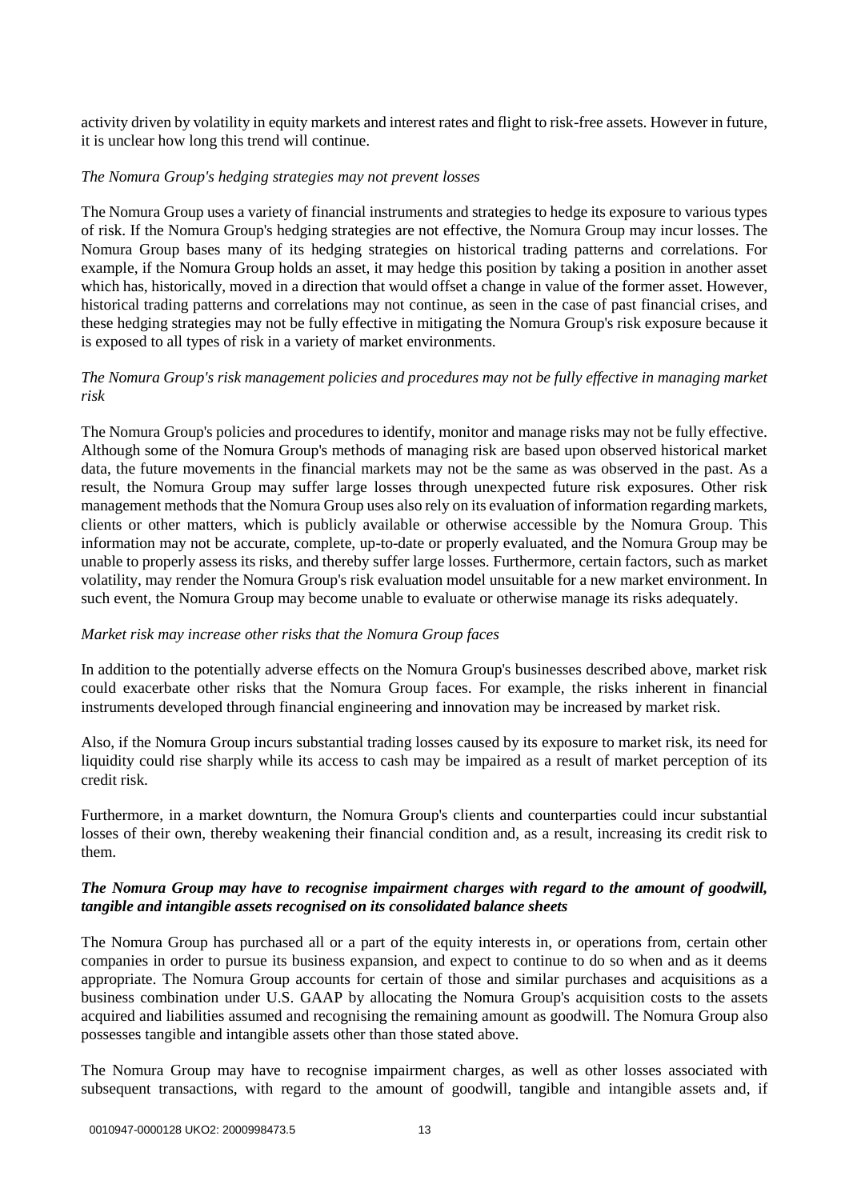activity driven by volatility in equity markets and interest rates and flight to risk-free assets. However in future, it is unclear how long this trend will continue.

*The Nomura Group's hedging strategies may not prevent losses*

The Nomura Group uses a variety of financial instruments and strategies to hedge its exposure to various types of risk. If the Nomura Group's hedging strategies are not effective, the Nomura Group may incur losses. The Nomura Group bases many of its hedging strategies on historical trading patterns and correlations. For example, if the Nomura Group holds an asset, it may hedge this position by taking a position in another asset which has, historically, moved in a direction that would offset a change in value of the former asset. However, historical trading patterns and correlations may not continue, as seen in the case of past financial crises, and these hedging strategies may not be fully effective in mitigating the Nomura Group's risk exposure because it is exposed to all types of risk in a variety of market environments.

*The Nomura Group's risk management policies and procedures may not be fully effective in managing market risk*

The Nomura Group's policies and procedures to identify, monitor and manage risks may not be fully effective. Although some of the Nomura Group's methods of managing risk are based upon observed historical market data, the future movements in the financial markets may not be the same as was observed in the past. As a result, the Nomura Group may suffer large losses through unexpected future risk exposures. Other risk management methods that the Nomura Group uses also rely on its evaluation of information regarding markets, clients or other matters, which is publicly available or otherwise accessible by the Nomura Group. This information may not be accurate, complete, up-to-date or properly evaluated, and the Nomura Group may be unable to properly assess its risks, and thereby suffer large losses. Furthermore, certain factors, such as market volatility, may render the Nomura Group's risk evaluation model unsuitable for a new market environment. In such event, the Nomura Group may become unable to evaluate or otherwise manage its risks adequately.

*Market risk may increase other risks that the Nomura Group faces*

In addition to the potentially adverse effects on the Nomura Group's businesses described above, market risk could exacerbate other risks that the Nomura Group faces. For example, the risks inherent in financial instruments developed through financial engineering and innovation may be increased by market risk.

Also, if the Nomura Group incurs substantial trading losses caused by its exposure to market risk, its need for liquidity could rise sharply while its access to cash may be impaired as a result of market perception of its credit risk.

Furthermore, in a market downturn, the Nomura Group's clients and counterparties could incur substantial losses of their own, thereby weakening their financial condition and, as a result, increasing its credit risk to them.

***The Nomura Group may have to recognise impairment charges with regard to the amount of goodwill, tangible and intangible assets recognised on its consolidated balance sheets***

The Nomura Group has purchased all or a part of the equity interests in, or operations from, certain other companies in order to pursue its business expansion, and expect to continue to do so when and as it deems appropriate. The Nomura Group accounts for certain of those and similar purchases and acquisitions as a business combination under U.S. GAAP by allocating the Nomura Group's acquisition costs to the assets acquired and liabilities assumed and recognising the remaining amount as goodwill. The Nomura Group also possesses tangible and intangible assets other than those stated above.

The Nomura Group may have to recognise impairment charges, as well as other losses associated with subsequent transactions, with regard to the amount of goodwill, tangible and intangible assets and, if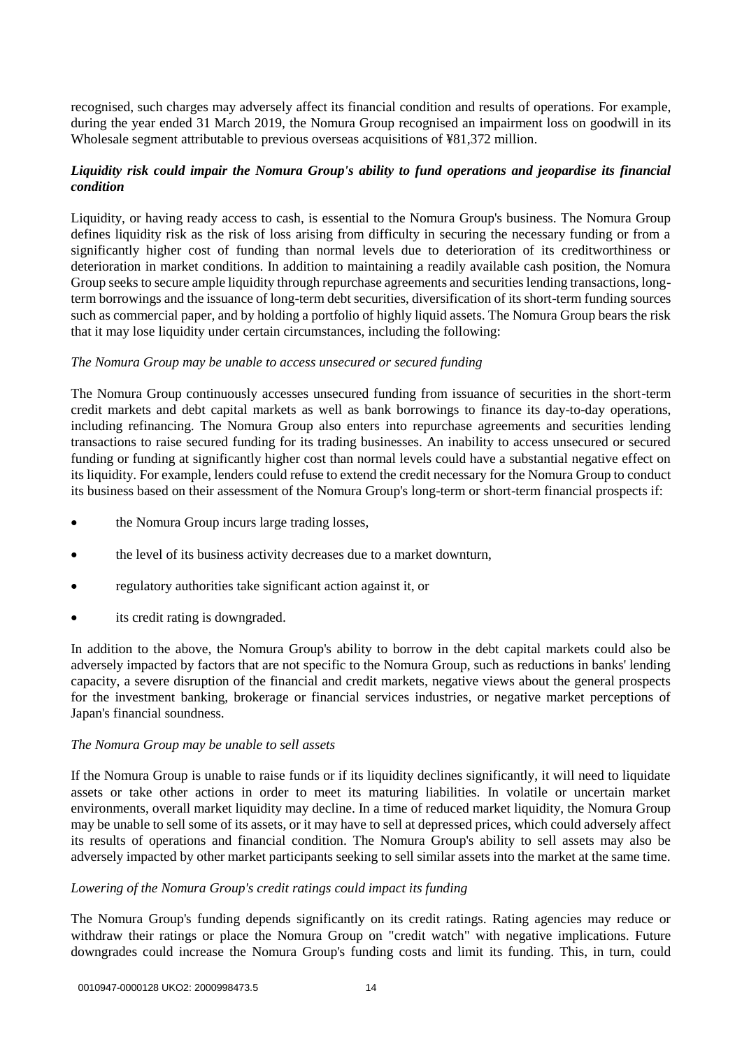recognised, such charges may adversely affect its financial condition and results of operations. For example, during the year ended 31 March 2019, the Nomura Group recognised an impairment loss on goodwill in its Wholesale segment attributable to previous overseas acquisitions of ¥81,372 million.

### *Liquidity risk could impair the Nomura Group's ability to fund operations and jeopardise its financial condition*

Liquidity, or having ready access to cash, is essential to the Nomura Group's business. The Nomura Group defines liquidity risk as the risk of loss arising from difficulty in securing the necessary funding or from a significantly higher cost of funding than normal levels due to deterioration of its creditworthiness or deterioration in market conditions. In addition to maintaining a readily available cash position, the Nomura Group seeks to secure ample liquidity through repurchase agreements and securities lending transactions, long-term borrowings and the issuance of long-term debt securities, diversification of its short-term funding sources such as commercial paper, and by holding a portfolio of highly liquid assets. The Nomura Group bears the risk that it may lose liquidity under certain circumstances, including the following:

*The Nomura Group may be unable to access unsecured or secured funding*

The Nomura Group continuously accesses unsecured funding from issuance of securities in the short-term credit markets and debt capital markets as well as bank borrowings to finance its day-to-day operations, including refinancing. The Nomura Group also enters into repurchase agreements and securities lending transactions to raise secured funding for its trading businesses. An inability to access unsecured or secured funding or funding at significantly higher cost than normal levels could have a substantial negative effect on its liquidity. For example, lenders could refuse to extend the credit necessary for the Nomura Group to conduct its business based on their assessment of the Nomura Group's long-term or short-term financial prospects if:

- the Nomura Group incurs large trading losses,
- the level of its business activity decreases due to a market downturn,
- regulatory authorities take significant action against it, or
- its credit rating is downgraded.

In addition to the above, the Nomura Group's ability to borrow in the debt capital markets could also be adversely impacted by factors that are not specific to the Nomura Group, such as reductions in banks' lending capacity, a severe disruption of the financial and credit markets, negative views about the general prospects for the investment banking, brokerage or financial services industries, or negative market perceptions of Japan's financial soundness.

*The Nomura Group may be unable to sell assets*

If the Nomura Group is unable to raise funds or if its liquidity declines significantly, it will need to liquidate assets or take other actions in order to meet its maturing liabilities. In volatile or uncertain market environments, overall market liquidity may decline. In a time of reduced market liquidity, the Nomura Group may be unable to sell some of its assets, or it may have to sell at depressed prices, which could adversely affect its results of operations and financial condition. The Nomura Group's ability to sell assets may also be adversely impacted by other market participants seeking to sell similar assets into the market at the same time.

*Lowering of the Nomura Group's credit ratings could impact its funding*

The Nomura Group's funding depends significantly on its credit ratings. Rating agencies may reduce or withdraw their ratings or place the Nomura Group on "credit watch" with negative implications. Future downgrades could increase the Nomura Group's funding costs and limit its funding. This, in turn, could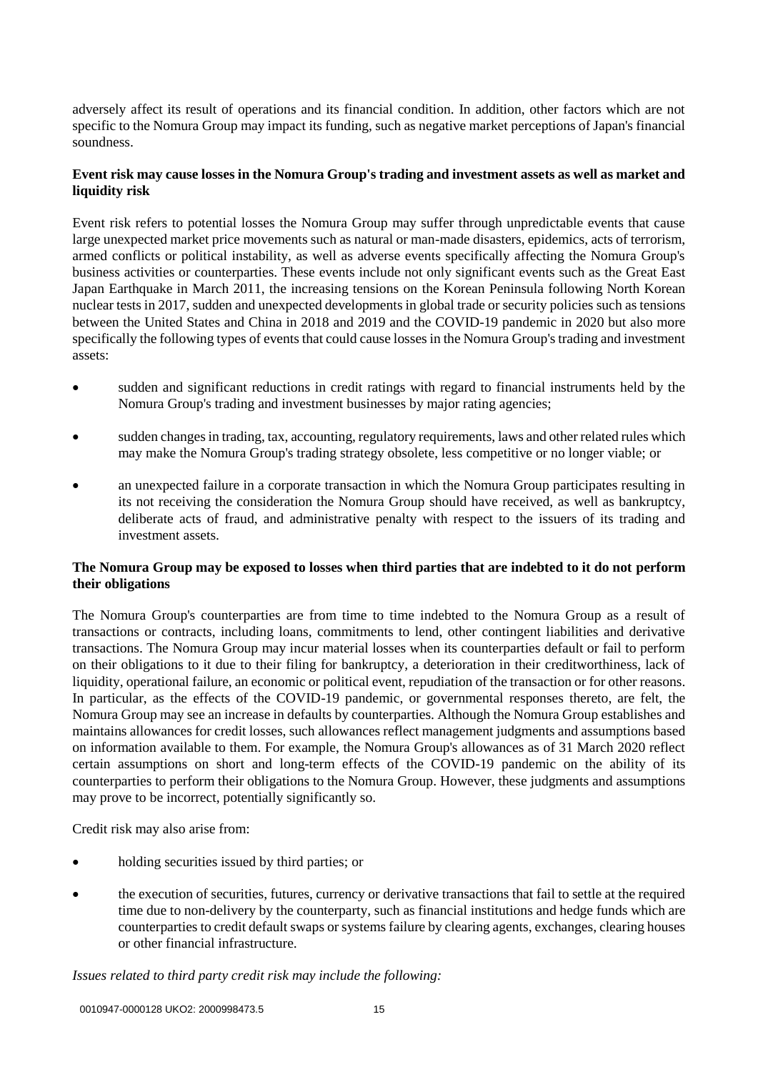adversely affect its result of operations and its financial condition. In addition, other factors which are not specific to the Nomura Group may impact its funding, such as negative market perceptions of Japan's financial soundness.

**Event risk may cause losses in the Nomura Group's trading and investment assets as well as market and liquidity risk**

Event risk refers to potential losses the Nomura Group may suffer through unpredictable events that cause large unexpected market price movements such as natural or man-made disasters, epidemics, acts of terrorism, armed conflicts or political instability, as well as adverse events specifically affecting the Nomura Group's business activities or counterparties. These events include not only significant events such as the Great East Japan Earthquake in March 2011, the increasing tensions on the Korean Peninsula following North Korean nuclear tests in 2017, sudden and unexpected developments in global trade or security policies such as tensions between the United States and China in 2018 and 2019 and the COVID-19 pandemic in 2020 but also more specifically the following types of events that could cause losses in the Nomura Group's trading and investment assets:

- sudden and significant reductions in credit ratings with regard to financial instruments held by the Nomura Group's trading and investment businesses by major rating agencies;
- sudden changes in trading, tax, accounting, regulatory requirements, laws and other related rules which may make the Nomura Group's trading strategy obsolete, less competitive or no longer viable; or
- an unexpected failure in a corporate transaction in which the Nomura Group participates resulting in its not receiving the consideration the Nomura Group should have received, as well as bankruptcy, deliberate acts of fraud, and administrative penalty with respect to the issuers of its trading and investment assets.

**The Nomura Group may be exposed to losses when third parties that are indebted to it do not perform their obligations**

The Nomura Group's counterparties are from time to time indebted to the Nomura Group as a result of transactions or contracts, including loans, commitments to lend, other contingent liabilities and derivative transactions. The Nomura Group may incur material losses when its counterparties default or fail to perform on their obligations to it due to their filing for bankruptcy, a deterioration in their creditworthiness, lack of liquidity, operational failure, an economic or political event, repudiation of the transaction or for other reasons. In particular, as the effects of the COVID-19 pandemic, or governmental responses thereto, are felt, the Nomura Group may see an increase in defaults by counterparties. Although the Nomura Group establishes and maintains allowances for credit losses, such allowances reflect management judgments and assumptions based on information available to them. For example, the Nomura Group's allowances as of 31 March 2020 reflect certain assumptions on short and long-term effects of the COVID-19 pandemic on the ability of its counterparties to perform their obligations to the Nomura Group. However, these judgments and assumptions may prove to be incorrect, potentially significantly so.

Credit risk may also arise from:

- holding securities issued by third parties; or
- the execution of securities, futures, currency or derivative transactions that fail to settle at the required time due to non-delivery by the counterparty, such as financial institutions and hedge funds which are counterparties to credit default swaps or systems failure by clearing agents, exchanges, clearing houses or other financial infrastructure.

*Issues related to third party credit risk may include the following:*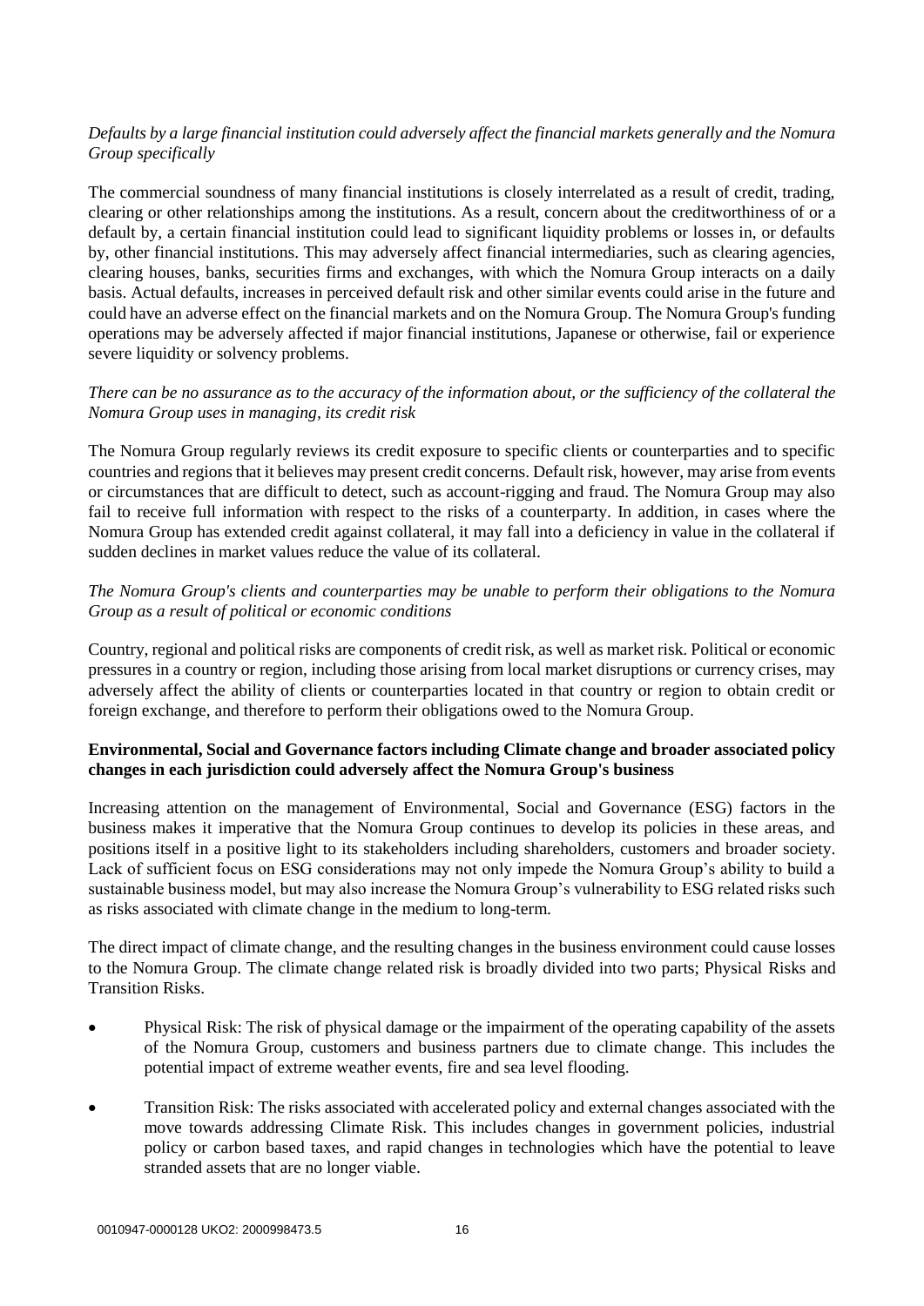*Defaults by a large financial institution could adversely affect the financial markets generally and the Nomura Group specifically*

The commercial soundness of many financial institutions is closely interrelated as a result of credit, trading, clearing or other relationships among the institutions. As a result, concern about the creditworthiness of or a default by, a certain financial institution could lead to significant liquidity problems or losses in, or defaults by, other financial institutions. This may adversely affect financial intermediaries, such as clearing agencies, clearing houses, banks, securities firms and exchanges, with which the Nomura Group interacts on a daily basis. Actual defaults, increases in perceived default risk and other similar events could arise in the future and could have an adverse effect on the financial markets and on the Nomura Group. The Nomura Group's funding operations may be adversely affected if major financial institutions, Japanese or otherwise, fail or experience severe liquidity or solvency problems.

*There can be no assurance as to the accuracy of the information about, or the sufficiency of the collateral the Nomura Group uses in managing, its credit risk*

The Nomura Group regularly reviews its credit exposure to specific clients or counterparties and to specific countries and regions that it believes may present credit concerns. Default risk, however, may arise from events or circumstances that are difficult to detect, such as account-rigging and fraud. The Nomura Group may also fail to receive full information with respect to the risks of a counterparty. In addition, in cases where the Nomura Group has extended credit against collateral, it may fall into a deficiency in value in the collateral if sudden declines in market values reduce the value of its collateral.

*The Nomura Group's clients and counterparties may be unable to perform their obligations to the Nomura Group as a result of political or economic conditions*

Country, regional and political risks are components of credit risk, as well as market risk. Political or economic pressures in a country or region, including those arising from local market disruptions or currency crises, may adversely affect the ability of clients or counterparties located in that country or region to obtain credit or foreign exchange, and therefore to perform their obligations owed to the Nomura Group.

**Environmental, Social and Governance factors including Climate change and broader associated policy changes in each jurisdiction could adversely affect the Nomura Group's business**

Increasing attention on the management of Environmental, Social and Governance (ESG) factors in the business makes it imperative that the Nomura Group continues to develop its policies in these areas, and positions itself in a positive light to its stakeholders including shareholders, customers and broader society. Lack of sufficient focus on ESG considerations may not only impede the Nomura Group's ability to build a sustainable business model, but may also increase the Nomura Group's vulnerability to ESG related risks such as risks associated with climate change in the medium to long-term.

The direct impact of climate change, and the resulting changes in the business environment could cause losses to the Nomura Group. The climate change related risk is broadly divided into two parts; Physical Risks and Transition Risks.

- Physical Risk: The risk of physical damage or the impairment of the operating capability of the assets of the Nomura Group, customers and business partners due to climate change. This includes the potential impact of extreme weather events, fire and sea level flooding.
- Transition Risk: The risks associated with accelerated policy and external changes associated with the move towards addressing Climate Risk. This includes changes in government policies, industrial policy or carbon based taxes, and rapid changes in technologies which have the potential to leave stranded assets that are no longer viable.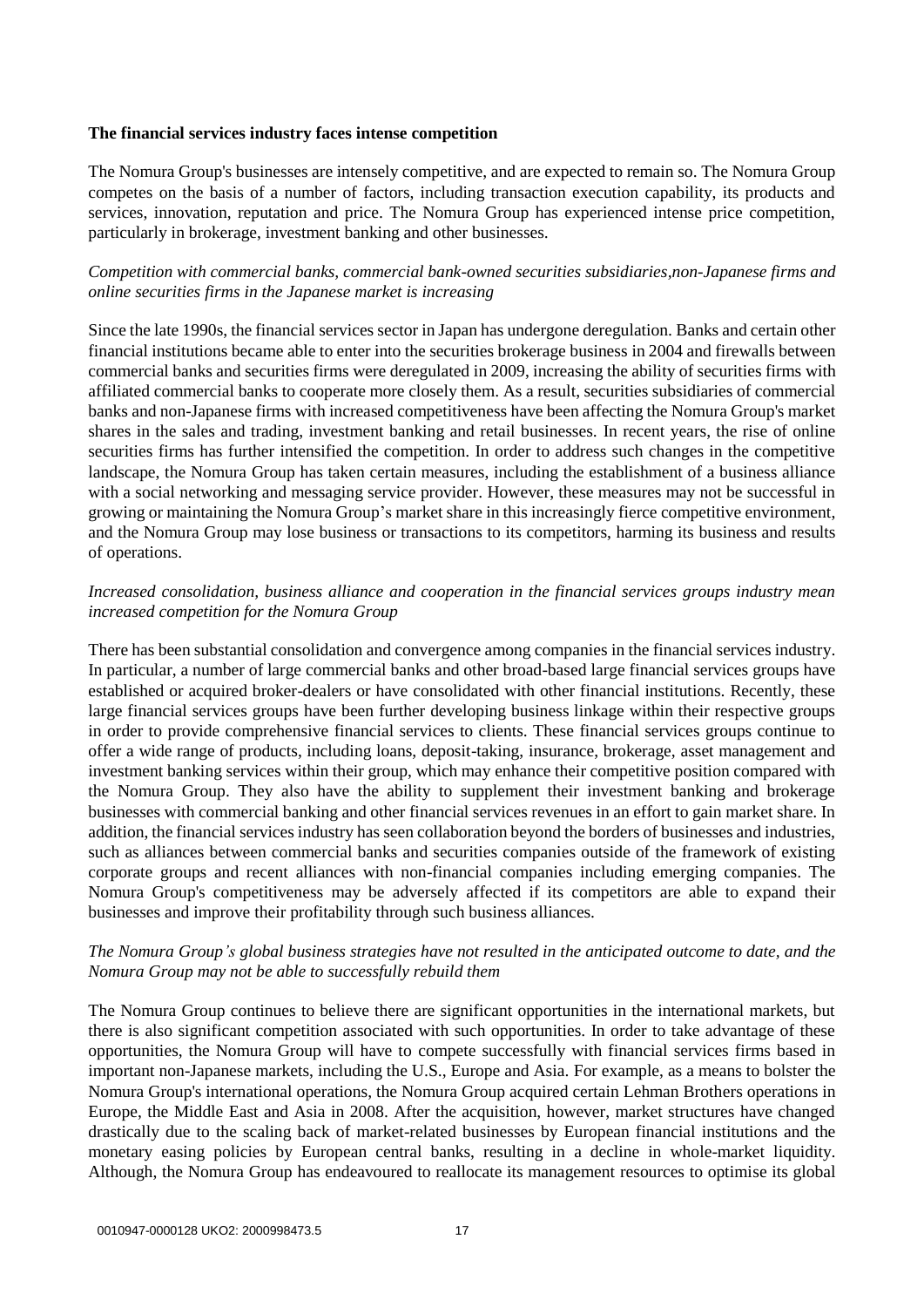**The financial services industry faces intense competition**

The Nomura Group's businesses are intensely competitive, and are expected to remain so. The Nomura Group competes on the basis of a number of factors, including transaction execution capability, its products and services, innovation, reputation and price. The Nomura Group has experienced intense price competition, particularly in brokerage, investment banking and other businesses.

*Competition with commercial banks, commercial bank-owned securities subsidiaries,non-Japanese firms and online securities firms in the Japanese market is increasing*

Since the late 1990s, the financial services sector in Japan has undergone deregulation. Banks and certain other financial institutions became able to enter into the securities brokerage business in 2004 and firewalls between commercial banks and securities firms were deregulated in 2009, increasing the ability of securities firms with affiliated commercial banks to cooperate more closely them. As a result, securities subsidiaries of commercial banks and non-Japanese firms with increased competitiveness have been affecting the Nomura Group's market shares in the sales and trading, investment banking and retail businesses. In recent years, the rise of online securities firms has further intensified the competition. In order to address such changes in the competitive landscape, the Nomura Group has taken certain measures, including the establishment of a business alliance with a social networking and messaging service provider. However, these measures may not be successful in growing or maintaining the Nomura Group's market share in this increasingly fierce competitive environment, and the Nomura Group may lose business or transactions to its competitors, harming its business and results of operations.

*Increased consolidation, business alliance and cooperation in the financial services groups industry mean increased competition for the Nomura Group*

There has been substantial consolidation and convergence among companies in the financial services industry. In particular, a number of large commercial banks and other broad-based large financial services groups have established or acquired broker-dealers or have consolidated with other financial institutions. Recently, these large financial services groups have been further developing business linkage within their respective groups in order to provide comprehensive financial services to clients. These financial services groups continue to offer a wide range of products, including loans, deposit-taking, insurance, brokerage, asset management and investment banking services within their group, which may enhance their competitive position compared with the Nomura Group. They also have the ability to supplement their investment banking and brokerage businesses with commercial banking and other financial services revenues in an effort to gain market share. In addition, the financial services industry has seen collaboration beyond the borders of businesses and industries, such as alliances between commercial banks and securities companies outside of the framework of existing corporate groups and recent alliances with non-financial companies including emerging companies. The Nomura Group's competitiveness may be adversely affected if its competitors are able to expand their businesses and improve their profitability through such business alliances.

*The Nomura Group's global business strategies have not resulted in the anticipated outcome to date, and the Nomura Group may not be able to successfully rebuild them*

The Nomura Group continues to believe there are significant opportunities in the international markets, but there is also significant competition associated with such opportunities. In order to take advantage of these opportunities, the Nomura Group will have to compete successfully with financial services firms based in important non-Japanese markets, including the U.S., Europe and Asia. For example, as a means to bolster the Nomura Group's international operations, the Nomura Group acquired certain Lehman Brothers operations in Europe, the Middle East and Asia in 2008. After the acquisition, however, market structures have changed drastically due to the scaling back of market-related businesses by European financial institutions and the monetary easing policies by European central banks, resulting in a decline in whole-market liquidity. Although, the Nomura Group has endeavoured to reallocate its management resources to optimise its global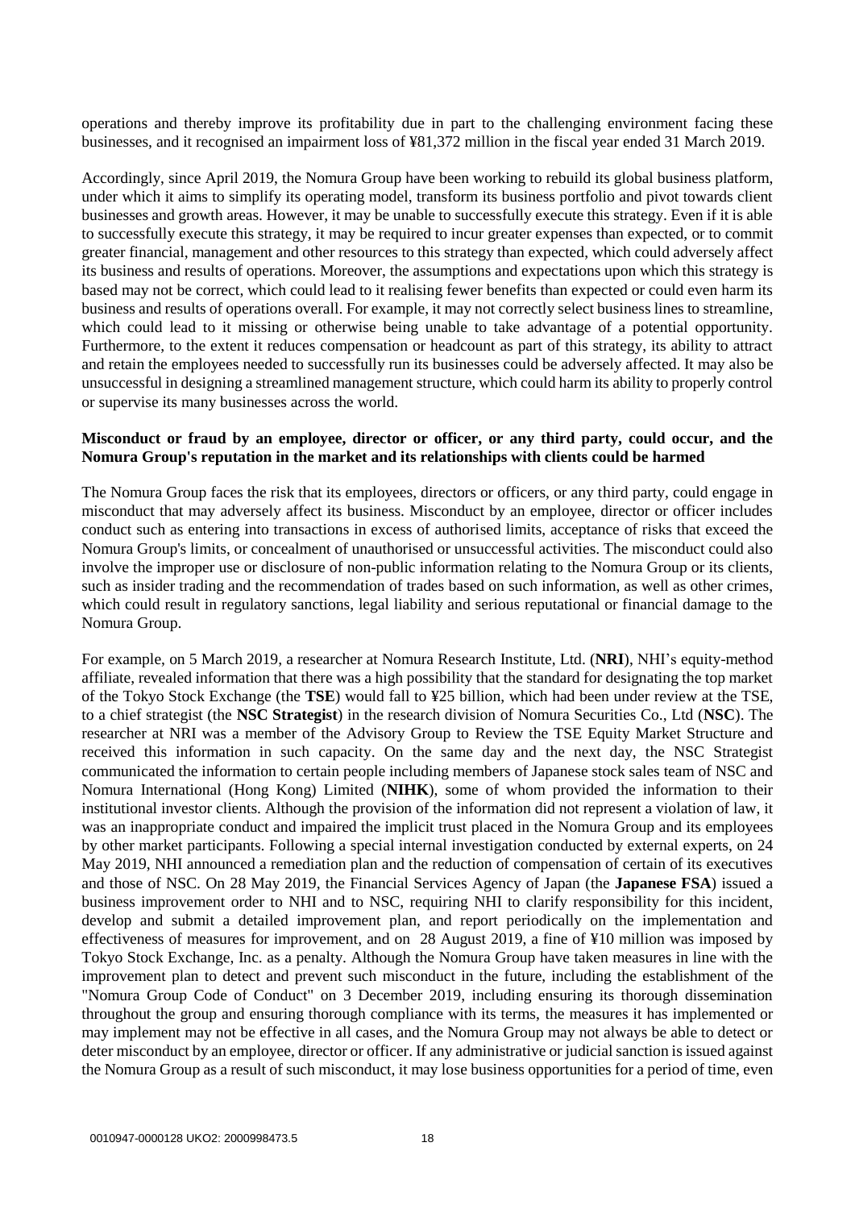operations and thereby improve its profitability due in part to the challenging environment facing these businesses, and it recognised an impairment loss of ¥81,372 million in the fiscal year ended 31 March 2019.

Accordingly, since April 2019, the Nomura Group have been working to rebuild its global business platform, under which it aims to simplify its operating model, transform its business portfolio and pivot towards client businesses and growth areas. However, it may be unable to successfully execute this strategy. Even if it is able to successfully execute this strategy, it may be required to incur greater expenses than expected, or to commit greater financial, management and other resources to this strategy than expected, which could adversely affect its business and results of operations. Moreover, the assumptions and expectations upon which this strategy is based may not be correct, which could lead to it realising fewer benefits than expected or could even harm its business and results of operations overall. For example, it may not correctly select business lines to streamline, which could lead to it missing or otherwise being unable to take advantage of a potential opportunity. Furthermore, to the extent it reduces compensation or headcount as part of this strategy, its ability to attract and retain the employees needed to successfully run its businesses could be adversely affected. It may also be unsuccessful in designing a streamlined management structure, which could harm its ability to properly control or supervise its many businesses across the world.

**Misconduct or fraud by an employee, director or officer, or any third party, could occur, and the Nomura Group's reputation in the market and its relationships with clients could be harmed**

The Nomura Group faces the risk that its employees, directors or officers, or any third party, could engage in misconduct that may adversely affect its business. Misconduct by an employee, director or officer includes conduct such as entering into transactions in excess of authorised limits, acceptance of risks that exceed the Nomura Group's limits, or concealment of unauthorised or unsuccessful activities. The misconduct could also involve the improper use or disclosure of non-public information relating to the Nomura Group or its clients, such as insider trading and the recommendation of trades based on such information, as well as other crimes, which could result in regulatory sanctions, legal liability and serious reputational or financial damage to the Nomura Group.

For example, on 5 March 2019, a researcher at Nomura Research Institute, Ltd. (**NRI**), NHI's equity-method affiliate, revealed information that there was a high possibility that the standard for designating the top market of the Tokyo Stock Exchange (the **TSE**) would fall to ¥25 billion, which had been under review at the TSE, to a chief strategist (the **NSC Strategist**) in the research division of Nomura Securities Co., Ltd (**NSC**). The researcher at NRI was a member of the Advisory Group to Review the TSE Equity Market Structure and received this information in such capacity. On the same day and the next day, the NSC Strategist communicated the information to certain people including members of Japanese stock sales team of NSC and Nomura International (Hong Kong) Limited (**NIHK**), some of whom provided the information to their institutional investor clients. Although the provision of the information did not represent a violation of law, it was an inappropriate conduct and impaired the implicit trust placed in the Nomura Group and its employees by other market participants. Following a special internal investigation conducted by external experts, on 24 May 2019, NHI announced a remediation plan and the reduction of compensation of certain of its executives and those of NSC. On 28 May 2019, the Financial Services Agency of Japan (the **Japanese FSA**) issued a business improvement order to NHI and to NSC, requiring NHI to clarify responsibility for this incident, develop and submit a detailed improvement plan, and report periodically on the implementation and effectiveness of measures for improvement, and on 28 August 2019, a fine of ¥10 million was imposed by Tokyo Stock Exchange, Inc. as a penalty. Although the Nomura Group have taken measures in line with the improvement plan to detect and prevent such misconduct in the future, including the establishment of the "Nomura Group Code of Conduct" on 3 December 2019, including ensuring its thorough dissemination throughout the group and ensuring thorough compliance with its terms, the measures it has implemented or may implement may not be effective in all cases, and the Nomura Group may not always be able to detect or deter misconduct by an employee, director or officer. If any administrative or judicial sanction is issued against the Nomura Group as a result of such misconduct, it may lose business opportunities for a period of time, even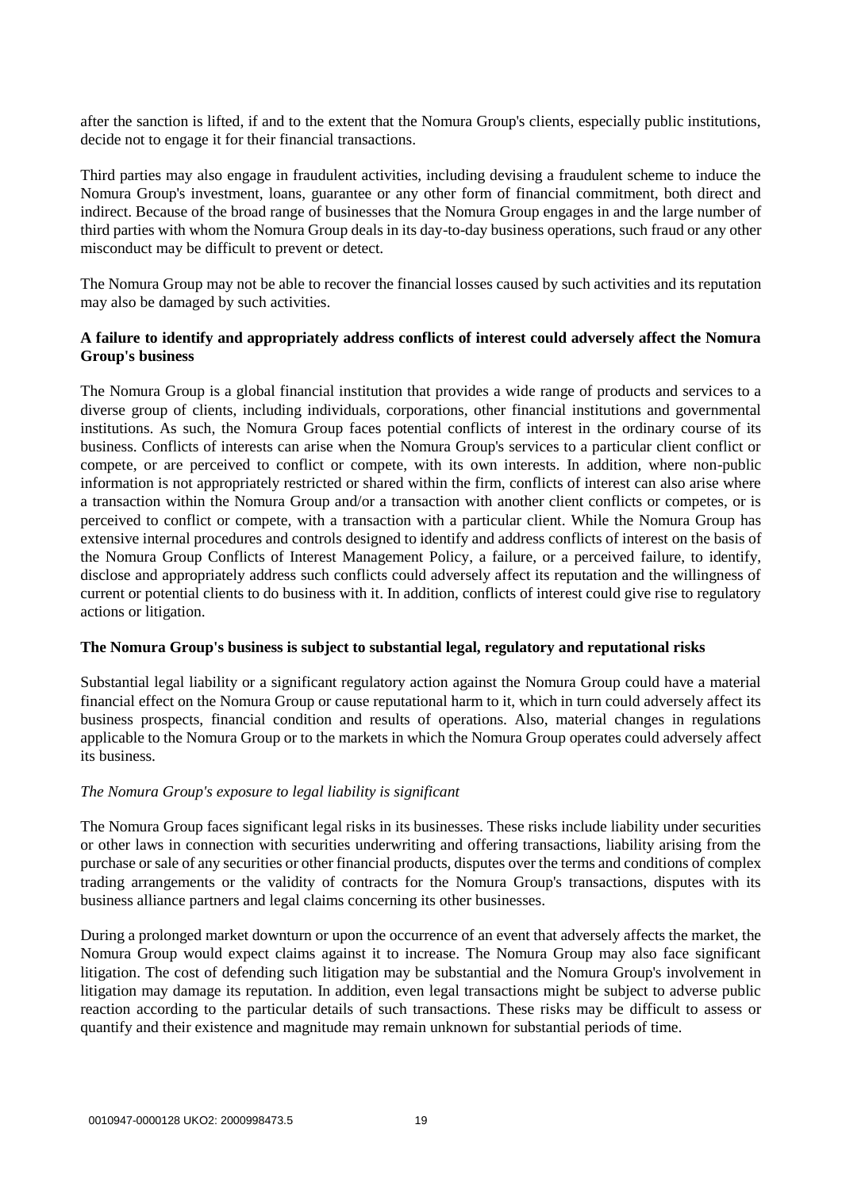after the sanction is lifted, if and to the extent that the Nomura Group's clients, especially public institutions, decide not to engage it for their financial transactions.

Third parties may also engage in fraudulent activities, including devising a fraudulent scheme to induce the Nomura Group's investment, loans, guarantee or any other form of financial commitment, both direct and indirect. Because of the broad range of businesses that the Nomura Group engages in and the large number of third parties with whom the Nomura Group deals in its day-to-day business operations, such fraud or any other misconduct may be difficult to prevent or detect.

The Nomura Group may not be able to recover the financial losses caused by such activities and its reputation may also be damaged by such activities.

**A failure to identify and appropriately address conflicts of interest could adversely affect the Nomura Group's business**

The Nomura Group is a global financial institution that provides a wide range of products and services to a diverse group of clients, including individuals, corporations, other financial institutions and governmental institutions. As such, the Nomura Group faces potential conflicts of interest in the ordinary course of its business. Conflicts of interests can arise when the Nomura Group's services to a particular client conflict or compete, or are perceived to conflict or compete, with its own interests. In addition, where non-public information is not appropriately restricted or shared within the firm, conflicts of interest can also arise where a transaction within the Nomura Group and/or a transaction with another client conflicts or competes, or is perceived to conflict or compete, with a transaction with a particular client. While the Nomura Group has extensive internal procedures and controls designed to identify and address conflicts of interest on the basis of the Nomura Group Conflicts of Interest Management Policy, a failure, or a perceived failure, to identify, disclose and appropriately address such conflicts could adversely affect its reputation and the willingness of current or potential clients to do business with it. In addition, conflicts of interest could give rise to regulatory actions or litigation.

**The Nomura Group's business is subject to substantial legal, regulatory and reputational risks**

Substantial legal liability or a significant regulatory action against the Nomura Group could have a material financial effect on the Nomura Group or cause reputational harm to it, which in turn could adversely affect its business prospects, financial condition and results of operations. Also, material changes in regulations applicable to the Nomura Group or to the markets in which the Nomura Group operates could adversely affect its business.

*The Nomura Group's exposure to legal liability is significant*

The Nomura Group faces significant legal risks in its businesses. These risks include liability under securities or other laws in connection with securities underwriting and offering transactions, liability arising from the purchase or sale of any securities or other financial products, disputes over the terms and conditions of complex trading arrangements or the validity of contracts for the Nomura Group's transactions, disputes with its business alliance partners and legal claims concerning its other businesses.

During a prolonged market downturn or upon the occurrence of an event that adversely affects the market, the Nomura Group would expect claims against it to increase. The Nomura Group may also face significant litigation. The cost of defending such litigation may be substantial and the Nomura Group's involvement in litigation may damage its reputation. In addition, even legal transactions might be subject to adverse public reaction according to the particular details of such transactions. These risks may be difficult to assess or quantify and their existence and magnitude may remain unknown for substantial periods of time.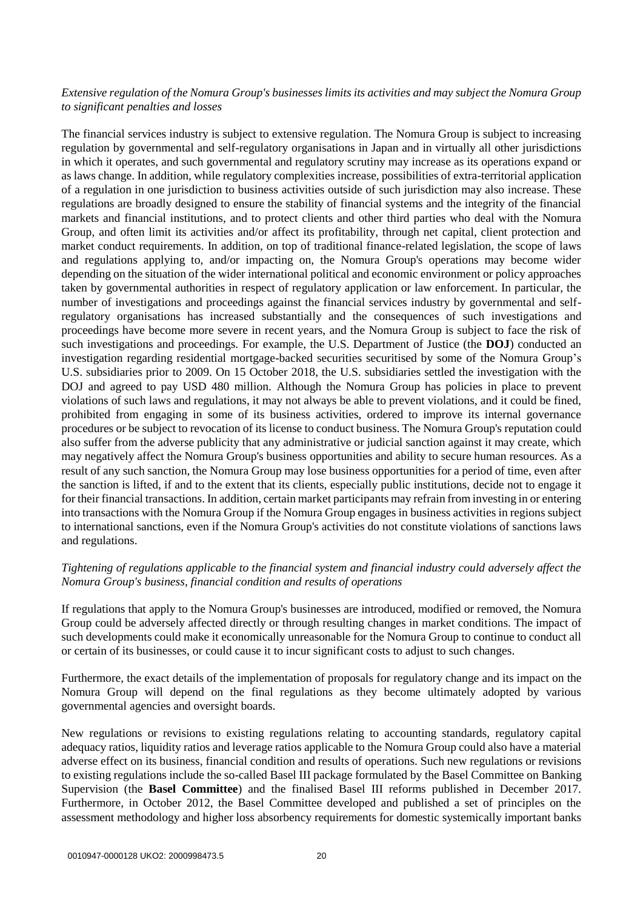*Extensive regulation of the Nomura Group's businesses limits its activities and may subject the Nomura Group to significant penalties and losses*

The financial services industry is subject to extensive regulation. The Nomura Group is subject to increasing regulation by governmental and self-regulatory organisations in Japan and in virtually all other jurisdictions in which it operates, and such governmental and regulatory scrutiny may increase as its operations expand or as laws change. In addition, while regulatory complexities increase, possibilities of extra-territorial application of a regulation in one jurisdiction to business activities outside of such jurisdiction may also increase. These regulations are broadly designed to ensure the stability of financial systems and the integrity of the financial markets and financial institutions, and to protect clients and other third parties who deal with the Nomura Group, and often limit its activities and/or affect its profitability, through net capital, client protection and market conduct requirements. In addition, on top of traditional finance-related legislation, the scope of laws and regulations applying to, and/or impacting on, the Nomura Group's operations may become wider depending on the situation of the wider international political and economic environment or policy approaches taken by governmental authorities in respect of regulatory application or law enforcement. In particular, the number of investigations and proceedings against the financial services industry by governmental and self-regulatory organisations has increased substantially and the consequences of such investigations and proceedings have become more severe in recent years, and the Nomura Group is subject to face the risk of such investigations and proceedings. For example, the U.S. Department of Justice (the **DOJ**) conducted an investigation regarding residential mortgage-backed securities securitised by some of the Nomura Group's U.S. subsidiaries prior to 2009. On 15 October 2018, the U.S. subsidiaries settled the investigation with the DOJ and agreed to pay USD 480 million. Although the Nomura Group has policies in place to prevent violations of such laws and regulations, it may not always be able to prevent violations, and it could be fined, prohibited from engaging in some of its business activities, ordered to improve its internal governance procedures or be subject to revocation of its license to conduct business. The Nomura Group's reputation could also suffer from the adverse publicity that any administrative or judicial sanction against it may create, which may negatively affect the Nomura Group's business opportunities and ability to secure human resources. As a result of any such sanction, the Nomura Group may lose business opportunities for a period of time, even after the sanction is lifted, if and to the extent that its clients, especially public institutions, decide not to engage it for their financial transactions. In addition, certain market participants may refrain from investing in or entering into transactions with the Nomura Group if the Nomura Group engages in business activities in regions subject to international sanctions, even if the Nomura Group's activities do not constitute violations of sanctions laws and regulations.

*Tightening of regulations applicable to the financial system and financial industry could adversely affect the Nomura Group's business, financial condition and results of operations*

If regulations that apply to the Nomura Group's businesses are introduced, modified or removed, the Nomura Group could be adversely affected directly or through resulting changes in market conditions. The impact of such developments could make it economically unreasonable for the Nomura Group to continue to conduct all or certain of its businesses, or could cause it to incur significant costs to adjust to such changes.

Furthermore, the exact details of the implementation of proposals for regulatory change and its impact on the Nomura Group will depend on the final regulations as they become ultimately adopted by various governmental agencies and oversight boards.

New regulations or revisions to existing regulations relating to accounting standards, regulatory capital adequacy ratios, liquidity ratios and leverage ratios applicable to the Nomura Group could also have a material adverse effect on its business, financial condition and results of operations. Such new regulations or revisions to existing regulations include the so-called Basel III package formulated by the Basel Committee on Banking Supervision (the **Basel Committee**) and the finalised Basel III reforms published in December 2017. Furthermore, in October 2012, the Basel Committee developed and published a set of principles on the assessment methodology and higher loss absorbency requirements for domestic systemically important banks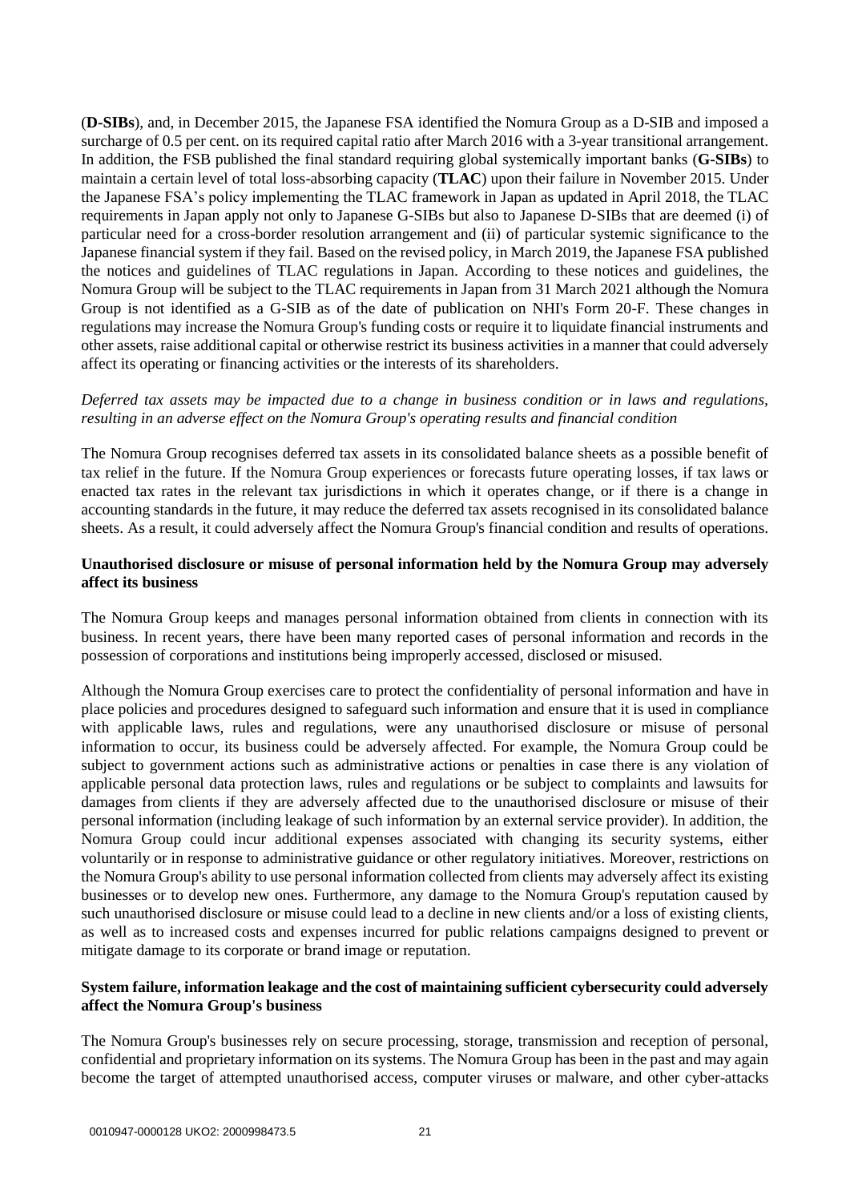(**D-SIBs**), and, in December 2015, the Japanese FSA identified the Nomura Group as a D-SIB and imposed a surcharge of 0.5 per cent. on its required capital ratio after March 2016 with a 3-year transitional arrangement. In addition, the FSB published the final standard requiring global systemically important banks (**G-SIBs**) to maintain a certain level of total loss-absorbing capacity (**TLAC**) upon their failure in November 2015. Under the Japanese FSA's policy implementing the TLAC framework in Japan as updated in April 2018, the TLAC requirements in Japan apply not only to Japanese G-SIBs but also to Japanese D-SIBs that are deemed (i) of particular need for a cross-border resolution arrangement and (ii) of particular systemic significance to the Japanese financial system if they fail. Based on the revised policy, in March 2019, the Japanese FSA published the notices and guidelines of TLAC regulations in Japan. According to these notices and guidelines, the Nomura Group will be subject to the TLAC requirements in Japan from 31 March 2021 although the Nomura Group is not identified as a G-SIB as of the date of publication on NHI's Form 20-F. These changes in regulations may increase the Nomura Group's funding costs or require it to liquidate financial instruments and other assets, raise additional capital or otherwise restrict its business activities in a manner that could adversely affect its operating or financing activities or the interests of its shareholders.

*Deferred tax assets may be impacted due to a change in business condition or in laws and regulations, resulting in an adverse effect on the Nomura Group's operating results and financial condition*

The Nomura Group recognises deferred tax assets in its consolidated balance sheets as a possible benefit of tax relief in the future. If the Nomura Group experiences or forecasts future operating losses, if tax laws or enacted tax rates in the relevant tax jurisdictions in which it operates change, or if there is a change in accounting standards in the future, it may reduce the deferred tax assets recognised in its consolidated balance sheets. As a result, it could adversely affect the Nomura Group's financial condition and results of operations.

**Unauthorised disclosure or misuse of personal information held by the Nomura Group may adversely affect its business**

The Nomura Group keeps and manages personal information obtained from clients in connection with its business. In recent years, there have been many reported cases of personal information and records in the possession of corporations and institutions being improperly accessed, disclosed or misused.

Although the Nomura Group exercises care to protect the confidentiality of personal information and have in place policies and procedures designed to safeguard such information and ensure that it is used in compliance with applicable laws, rules and regulations, were any unauthorised disclosure or misuse of personal information to occur, its business could be adversely affected. For example, the Nomura Group could be subject to government actions such as administrative actions or penalties in case there is any violation of applicable personal data protection laws, rules and regulations or be subject to complaints and lawsuits for damages from clients if they are adversely affected due to the unauthorised disclosure or misuse of their personal information (including leakage of such information by an external service provider). In addition, the Nomura Group could incur additional expenses associated with changing its security systems, either voluntarily or in response to administrative guidance or other regulatory initiatives. Moreover, restrictions on the Nomura Group's ability to use personal information collected from clients may adversely affect its existing businesses or to develop new ones. Furthermore, any damage to the Nomura Group's reputation caused by such unauthorised disclosure or misuse could lead to a decline in new clients and/or a loss of existing clients, as well as to increased costs and expenses incurred for public relations campaigns designed to prevent or mitigate damage to its corporate or brand image or reputation.

**System failure, information leakage and the cost of maintaining sufficient cybersecurity could adversely affect the Nomura Group's business**

The Nomura Group's businesses rely on secure processing, storage, transmission and reception of personal, confidential and proprietary information on its systems. The Nomura Group has been in the past and may again become the target of attempted unauthorised access, computer viruses or malware, and other cyber-attacks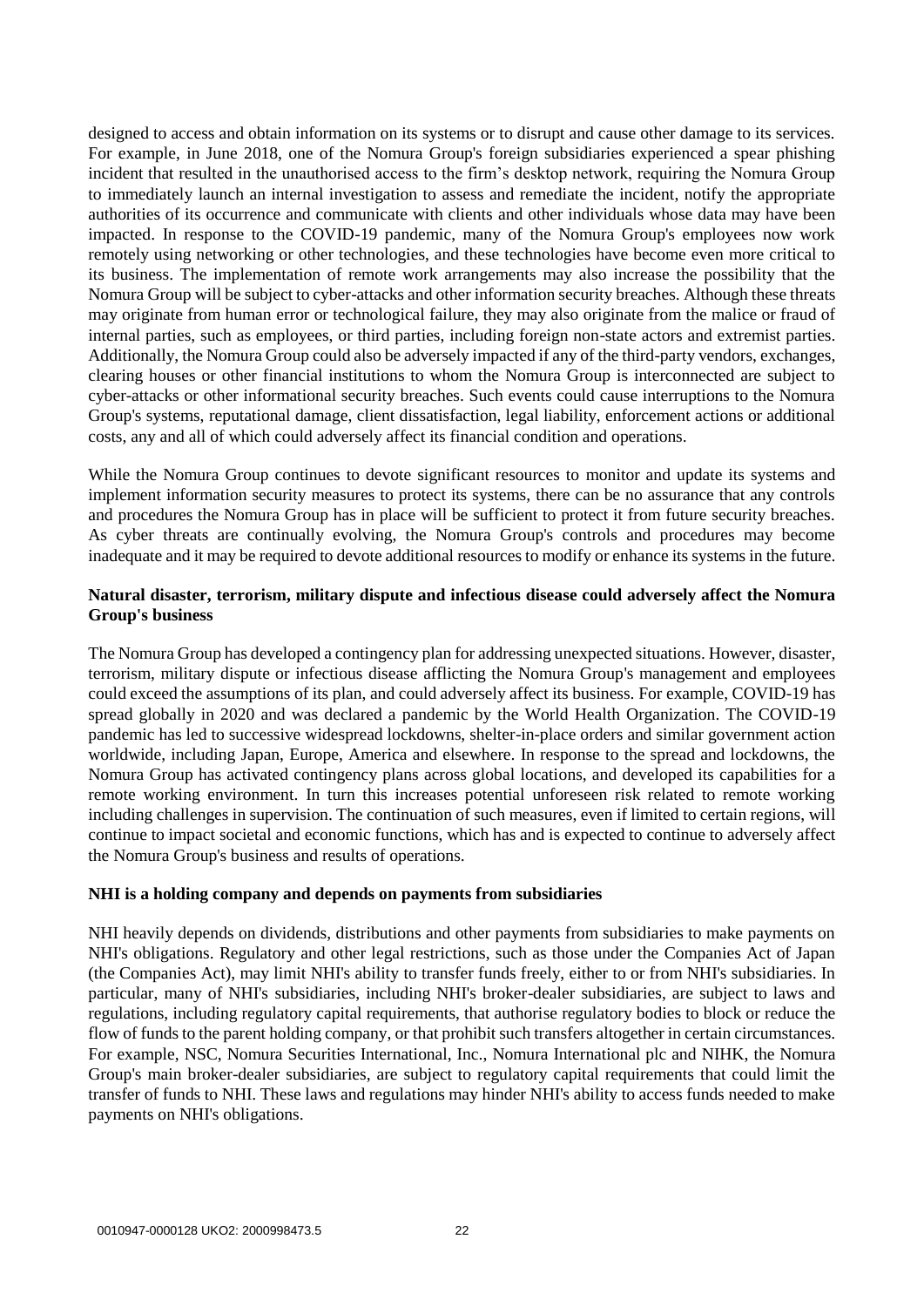designed to access and obtain information on its systems or to disrupt and cause other damage to its services. For example, in June 2018, one of the Nomura Group's foreign subsidiaries experienced a spear phishing incident that resulted in the unauthorised access to the firm's desktop network, requiring the Nomura Group to immediately launch an internal investigation to assess and remediate the incident, notify the appropriate authorities of its occurrence and communicate with clients and other individuals whose data may have been impacted. In response to the COVID-19 pandemic, many of the Nomura Group's employees now work remotely using networking or other technologies, and these technologies have become even more critical to its business. The implementation of remote work arrangements may also increase the possibility that the Nomura Group will be subject to cyber-attacks and other information security breaches. Although these threats may originate from human error or technological failure, they may also originate from the malice or fraud of internal parties, such as employees, or third parties, including foreign non-state actors and extremist parties. Additionally, the Nomura Group could also be adversely impacted if any of the third-party vendors, exchanges, clearing houses or other financial institutions to whom the Nomura Group is interconnected are subject to cyber-attacks or other informational security breaches. Such events could cause interruptions to the Nomura Group's systems, reputational damage, client dissatisfaction, legal liability, enforcement actions or additional costs, any and all of which could adversely affect its financial condition and operations.

While the Nomura Group continues to devote significant resources to monitor and update its systems and implement information security measures to protect its systems, there can be no assurance that any controls and procedures the Nomura Group has in place will be sufficient to protect it from future security breaches. As cyber threats are continually evolving, the Nomura Group's controls and procedures may become inadequate and it may be required to devote additional resources to modify or enhance its systems in the future.

**Natural disaster, terrorism, military dispute and infectious disease could adversely affect the Nomura Group's business**

The Nomura Group has developed a contingency plan for addressing unexpected situations. However, disaster, terrorism, military dispute or infectious disease afflicting the Nomura Group's management and employees could exceed the assumptions of its plan, and could adversely affect its business. For example, COVID-19 has spread globally in 2020 and was declared a pandemic by the World Health Organization. The COVID-19 pandemic has led to successive widespread lockdowns, shelter-in-place orders and similar government action worldwide, including Japan, Europe, America and elsewhere. In response to the spread and lockdowns, the Nomura Group has activated contingency plans across global locations, and developed its capabilities for a remote working environment. In turn this increases potential unforeseen risk related to remote working including challenges in supervision. The continuation of such measures, even if limited to certain regions, will continue to impact societal and economic functions, which has and is expected to continue to adversely affect the Nomura Group's business and results of operations.

**NHI is a holding company and depends on payments from subsidiaries**

NHI heavily depends on dividends, distributions and other payments from subsidiaries to make payments on NHI's obligations. Regulatory and other legal restrictions, such as those under the Companies Act of Japan (the Companies Act), may limit NHI's ability to transfer funds freely, either to or from NHI's subsidiaries. In particular, many of NHI's subsidiaries, including NHI's broker-dealer subsidiaries, are subject to laws and regulations, including regulatory capital requirements, that authorise regulatory bodies to block or reduce the flow of funds to the parent holding company, or that prohibit such transfers altogether in certain circumstances. For example, NSC, Nomura Securities International, Inc., Nomura International plc and NIHK, the Nomura Group's main broker-dealer subsidiaries, are subject to regulatory capital requirements that could limit the transfer of funds to NHI. These laws and regulations may hinder NHI's ability to access funds needed to make payments on NHI's obligations.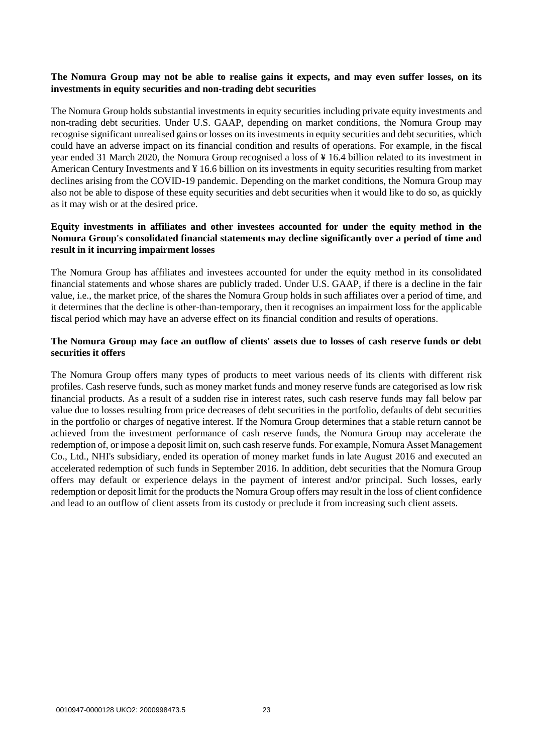**The Nomura Group may not be able to realise gains it expects, and may even suffer losses, on its investments in equity securities and non-trading debt securities**

The Nomura Group holds substantial investments in equity securities including private equity investments and non-trading debt securities. Under U.S. GAAP, depending on market conditions, the Nomura Group may recognise significant unrealised gains or losses on its investments in equity securities and debt securities, which could have an adverse impact on its financial condition and results of operations. For example, in the fiscal year ended 31 March 2020, the Nomura Group recognised a loss of ¥ 16.4 billion related to its investment in American Century Investments and ¥ 16.6 billion on its investments in equity securities resulting from market declines arising from the COVID-19 pandemic. Depending on the market conditions, the Nomura Group may also not be able to dispose of these equity securities and debt securities when it would like to do so, as quickly as it may wish or at the desired price.

**Equity investments in affiliates and other investees accounted for under the equity method in the Nomura Group's consolidated financial statements may decline significantly over a period of time and result in it incurring impairment losses**

The Nomura Group has affiliates and investees accounted for under the equity method in its consolidated financial statements and whose shares are publicly traded. Under U.S. GAAP, if there is a decline in the fair value, i.e., the market price, of the shares the Nomura Group holds in such affiliates over a period of time, and it determines that the decline is other-than-temporary, then it recognises an impairment loss for the applicable fiscal period which may have an adverse effect on its financial condition and results of operations.

**The Nomura Group may face an outflow of clients' assets due to losses of cash reserve funds or debt securities it offers**

The Nomura Group offers many types of products to meet various needs of its clients with different risk profiles. Cash reserve funds, such as money market funds and money reserve funds are categorised as low risk financial products. As a result of a sudden rise in interest rates, such cash reserve funds may fall below par value due to losses resulting from price decreases of debt securities in the portfolio, defaults of debt securities in the portfolio or charges of negative interest. If the Nomura Group determines that a stable return cannot be achieved from the investment performance of cash reserve funds, the Nomura Group may accelerate the redemption of, or impose a deposit limit on, such cash reserve funds. For example, Nomura Asset Management Co., Ltd., NHI's subsidiary, ended its operation of money market funds in late August 2016 and executed an accelerated redemption of such funds in September 2016. In addition, debt securities that the Nomura Group offers may default or experience delays in the payment of interest and/or principal. Such losses, early redemption or deposit limit for the products the Nomura Group offers may result in the loss of client confidence and lead to an outflow of client assets from its custody or preclude it from increasing such client assets.